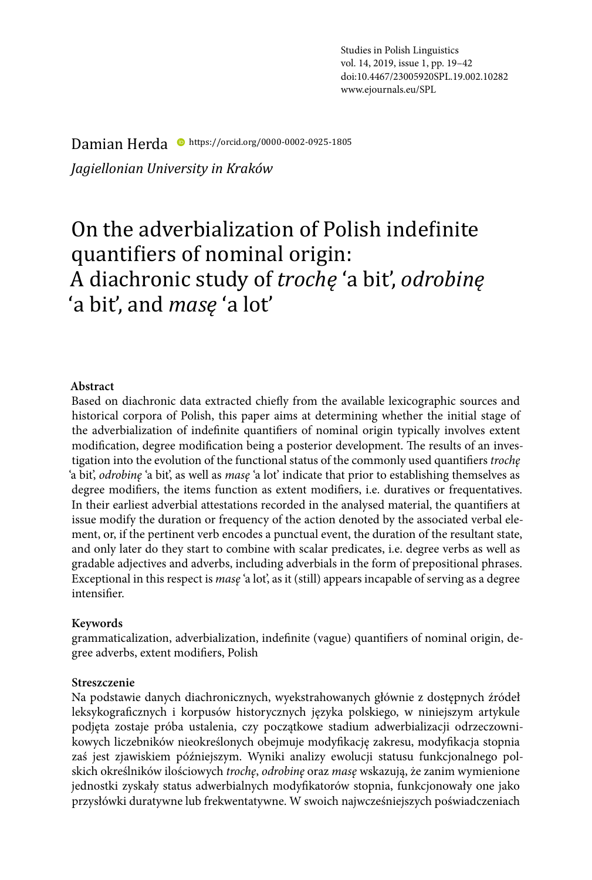Studies in Polish Linguistics
vol. 14, 2019, issue 1, pp. 19–42
doi:10.4467/23005920SPL.19.002.10282
www.ejournals.eu/SPL

Damian Herda https://orcid.org/0000-0002-0925-1805

*Jagiellonian University in Kraków*

# On the adverbialization of Polish indefinite quantifiers of nominal origin: A diachronic study of *trochę* 'a bit', *odrobinę* 'a bit', and *masę* 'a lot'

**Abstract**

Based on diachronic data extracted chiefly from the available lexicographic sources and historical corpora of Polish, this paper aims at determining whether the initial stage of the adverbialization of indefinite quantifiers of nominal origin typically involves extent modification, degree modification being a posterior development. The results of an investigation into the evolution of the functional status of the commonly used quantifiers *trochę* 'a bit', *odrobinę* 'a bit', as well as *masę* 'a lot' indicate that prior to establishing themselves as degree modifiers, the items function as extent modifiers, i.e. duratives or frequentatives. In their earliest adverbial attestations recorded in the analysed material, the quantifiers at issue modify the duration or frequency of the action denoted by the associated verbal element, or, if the pertinent verb encodes a punctual event, the duration of the resultant state, and only later do they start to combine with scalar predicates, i.e. degree verbs as well as gradable adjectives and adverbs, including adverbials in the form of prepositional phrases. Exceptional in this respect is *masę* 'a lot', as it (still) appears incapable of serving as a degree intensifier.

**Keywords**

grammaticalization, adverbialization, indefinite (vague) quantifiers of nominal origin, degree adverbs, extent modifiers, Polish

**Streszczenie**

Na podstawie danych diachronicznych, wyekstrahowanych głównie z dostępnych źródeł leksykograficznych i korpusów historycznych języka polskiego, w niniejszym artykule podjęta zostaje próba ustalenia, czy początkowe stadium adwerbializacji odrzeczownikowych liczebników nieokreślonych obejmuje modyfikację zakresu, modyfikacja stopnia zaś jest zjawiskiem późniejszym. Wyniki analizy ewolucji statusu funkcjonalnego polskich określników ilościowych *trochę*, *odrobinę* oraz *masę* wskazują, że zanim wymienione jednostki zyskały status adwerbialnych modyfikatorów stopnia, funkcjonowały one jako przysłówki duratywne lub frekwentatywne. W swoich najwcześniejszych poświadczeniach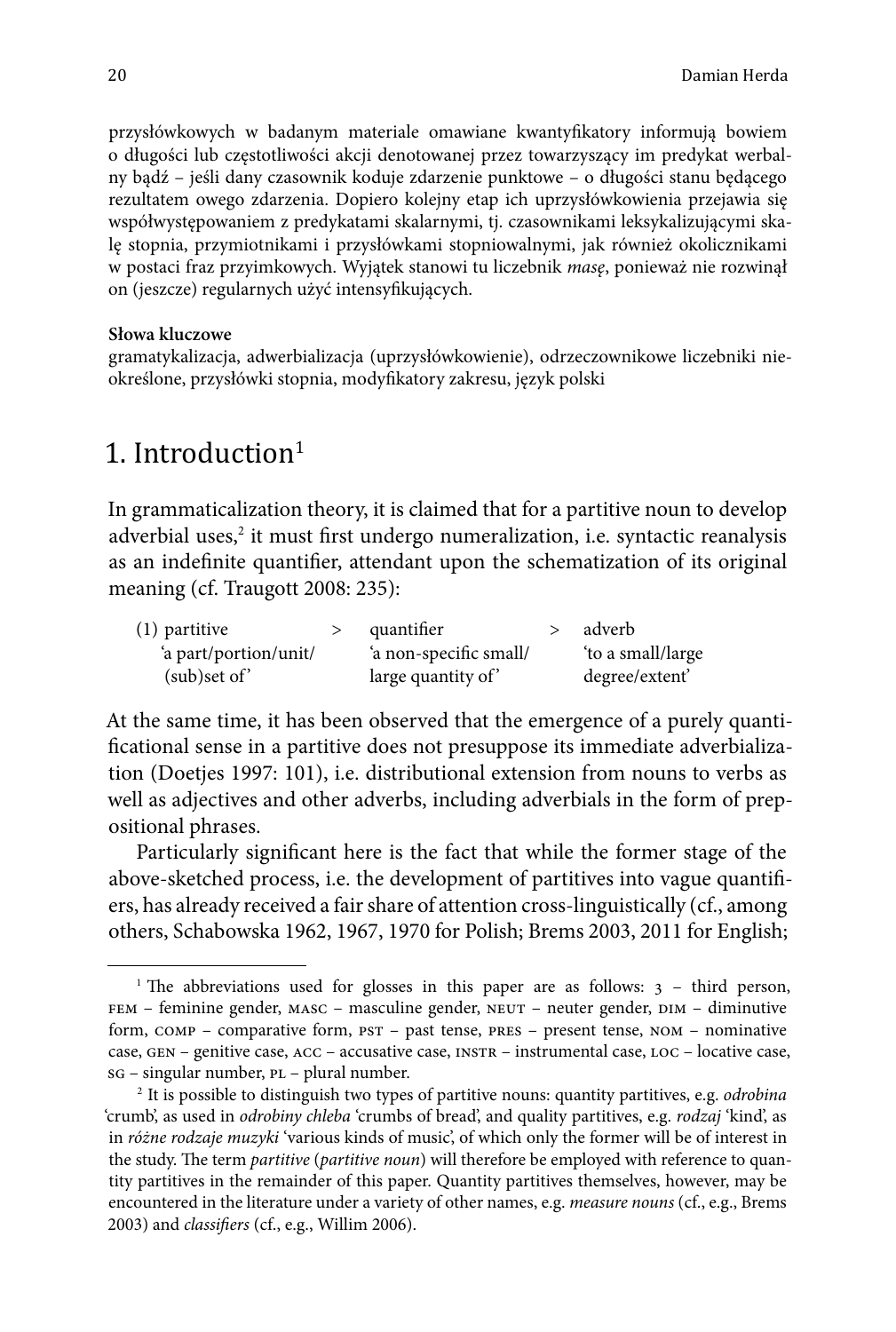przysłówkowych w badanym materiale omawiane kwantyfikatory informują bowiem o długości lub częstotliwości akcji denotowanej przez towarzyszący im predykat werbalny bądź – jeśli dany czasownik koduje zdarzenie punktowe – o długości stanu będącego rezultatem owego zdarzenia. Dopiero kolejny etap ich uprzysłówkowienia przejawia się współwystępowaniem z predykatami skalarnymi, tj. czasownikami leksykalizującymi skalę stopnia, przymiotnikami i przysłówkami stopniowalnymi, jak również okolicznikami w postaci fraz przyimkowych. Wyjątek stanowi tu liczebnik *masę*, ponieważ nie rozwinął on (jeszcze) regularnych użyć intensyfikujących.

**Słowa kluczowe**

gramatykalizacja, adwerbializacja (uprzysłówkowienie), odrzeczownikowe liczebniki nieokreślone, przysłówki stopnia, modyfikatory zakresu, język polski

# 1. Introduction[1]

In grammaticalization theory, it is claimed that for a partitive noun to develop adverbial uses,[2] it must first undergo numeralization, i.e. syntactic reanalysis as an indefinite quantifier, attendant upon the schematization of its original meaning (cf. Traugott 2008: 235):

| (1) partitive | > | quantifier | > | adverb |
|---|---|---|---|---|
| 'a part/portion/unit/ (sub)set of' | | 'a non-specific small/ large quantity of' | | 'to a small/large degree/extent' |

At the same time, it has been observed that the emergence of a purely quantificational sense in a partitive does not presuppose its immediate adverbialization (Doetjes 1997: 101), i.e. distributional extension from nouns to verbs as well as adjectives and other adverbs, including adverbials in the form of prepositional phrases.

Particularly significant here is the fact that while the former stage of the above-sketched process, i.e. the development of partitives into vague quantifiers, has already received a fair share of attention cross-linguistically (cf., among others, Schabowska 1962, 1967, 1970 for Polish; Brems 2003, 2011 for English;

---

[1] The abbreviations used for glosses in this paper are as follows: 3 – third person, FEM – feminine gender, MASC – masculine gender, NEUT – neuter gender, DIM – diminutive form, COMP – comparative form, PST – past tense, PRES – present tense, NOM – nominative case, GEN – genitive case, ACC – accusative case, INSTR – instrumental case, LOC – locative case, SG – singular number, PL – plural number.

[2] It is possible to distinguish two types of partitive nouns: quantity partitives, e.g. *odrobina* 'crumb', as used in *odrobiny chleba* 'crumbs of bread', and quality partitives, e.g. *rodzaj* 'kind', as in *różne rodzaje muzyki* 'various kinds of music', of which only the former will be of interest in the study. The term *partitive* (*partitive noun*) will therefore be employed with reference to quantity partitives in the remainder of this paper. Quantity partitives themselves, however, may be encountered in the literature under a variety of other names, e.g. *measure nouns* (cf., e.g., Brems 2003) and *classifiers* (cf., e.g., Willim 2006).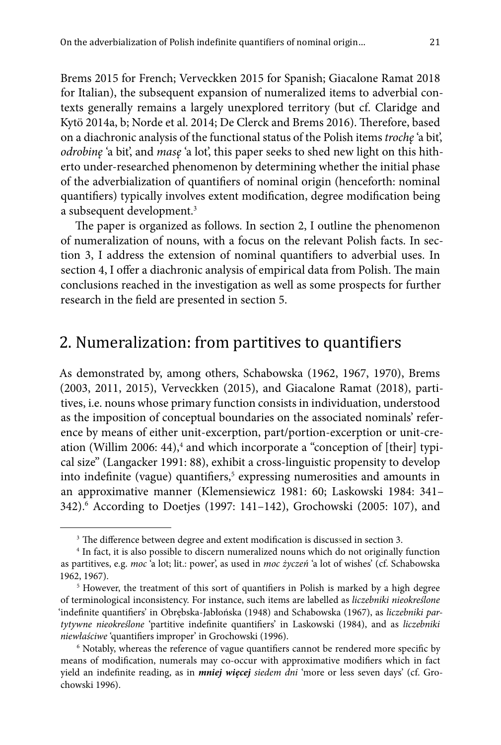Brems 2015 for French; Verveckken 2015 for Spanish; Giacalone Ramat 2018 for Italian), the subsequent expansion of numeralized items to adverbial contexts generally remains a largely unexplored territory (but cf. Claridge and Kytö 2014a, b; Norde et al. 2014; De Clerck and Brems 2016). Therefore, based on a diachronic analysis of the functional status of the Polish items *trochę* 'a bit', *odrobinę* 'a bit', and *masę* 'a lot', this paper seeks to shed new light on this hitherto under-researched phenomenon by determining whether the initial phase of the adverbialization of quantifiers of nominal origin (henceforth: nominal quantifiers) typically involves extent modification, degree modification being a subsequent development.[3]

The paper is organized as follows. In section 2, I outline the phenomenon of numeralization of nouns, with a focus on the relevant Polish facts. In section 3, I address the extension of nominal quantifiers to adverbial uses. In section 4, I offer a diachronic analysis of empirical data from Polish. The main conclusions reached in the investigation as well as some prospects for further research in the field are presented in section 5.

## 2. Numeralization: from partitives to quantifiers

As demonstrated by, among others, Schabowska (1962, 1967, 1970), Brems (2003, 2011, 2015), Verveckken (2015), and Giacalone Ramat (2018), partitives, i.e. nouns whose primary function consists in individuation, understood as the imposition of conceptual boundaries on the associated nominals' reference by means of either unit-excerption, part/portion-excerption or unit-creation (Willim 2006: 44),[4] and which incorporate a "conception of [their] typical size" (Langacker 1991: 88), exhibit a cross-linguistic propensity to develop into indefinite (vague) quantifiers,[5] expressing numerosities and amounts in an approximative manner (Klemensiewicz 1981: 60; Laskowski 1984: 341–342).[6] According to Doetjes (1997: 141–142), Grochowski (2005: 107), and

---

[3] The difference between degree and extent modification is discussed in section 3.

[4] In fact, it is also possible to discern numeralized nouns which do not originally function as partitives, e.g. *moc* 'a lot; lit.: power', as used in *moc życzeń* 'a lot of wishes' (cf. Schabowska 1962, 1967).

[5] However, the treatment of this sort of quantifiers in Polish is marked by a high degree of terminological inconsistency. For instance, such items are labelled as *liczebniki nieokreślone* 'indefinite quantifiers' in Obrębska-Jabłońska (1948) and Schabowska (1967), as *liczebniki partytywne nieokreślone* 'partitive indefinite quantifiers' in Laskowski (1984), and as *liczebniki niewłaściwe* 'quantifiers improper' in Grochowski (1996).

[6] Notably, whereas the reference of vague quantifiers cannot be rendered more specific by means of modification, numerals may co-occur with approximative modifiers which in fact yield an indefinite reading, as in ***mniej więcej*** *siedem dni* 'more or less seven days' (cf. Grochowski 1996).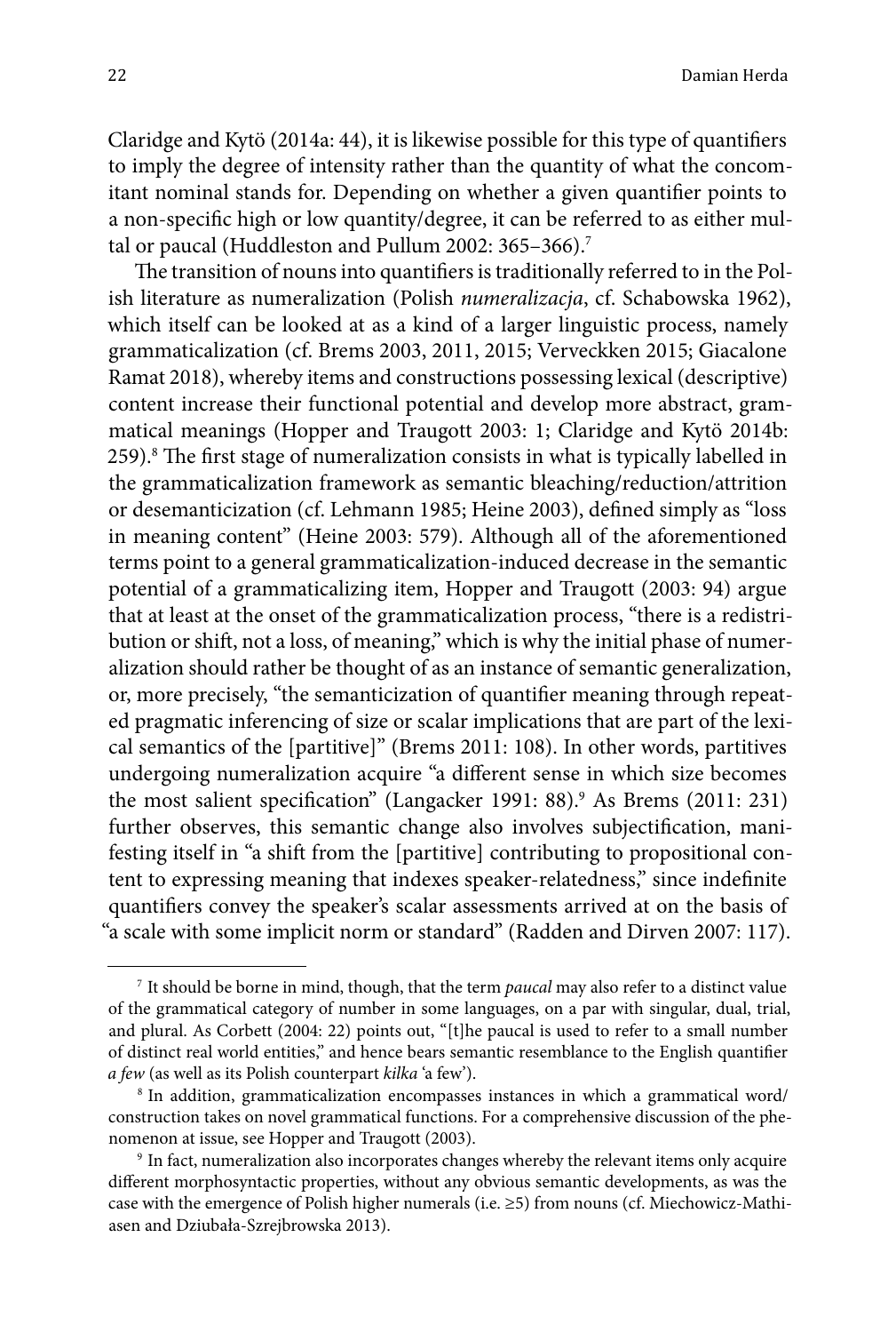Claridge and Kytö (2014a: 44), it is likewise possible for this type of quantifiers to imply the degree of intensity rather than the quantity of what the concomitant nominal stands for. Depending on whether a given quantifier points to a non-specific high or low quantity/degree, it can be referred to as either multal or paucal (Huddleston and Pullum 2002: 365–366).[7]

The transition of nouns into quantifiers is traditionally referred to in the Polish literature as numeralization (Polish *numeralizacja*, cf. Schabowska 1962), which itself can be looked at as a kind of a larger linguistic process, namely grammaticalization (cf. Brems 2003, 2011, 2015; Verveckken 2015; Giacalone Ramat 2018), whereby items and constructions possessing lexical (descriptive) content increase their functional potential and develop more abstract, grammatical meanings (Hopper and Traugott 2003: 1; Claridge and Kytö 2014b: 259).[8] The first stage of numeralization consists in what is typically labelled in the grammaticalization framework as semantic bleaching/reduction/attrition or desemanticization (cf. Lehmann 1985; Heine 2003), defined simply as "loss in meaning content" (Heine 2003: 579). Although all of the aforementioned terms point to a general grammaticalization-induced decrease in the semantic potential of a grammaticalizing item, Hopper and Traugott (2003: 94) argue that at least at the onset of the grammaticalization process, "there is a redistribution or shift, not a loss, of meaning," which is why the initial phase of numeralization should rather be thought of as an instance of semantic generalization, or, more precisely, "the semanticization of quantifier meaning through repeated pragmatic inferencing of size or scalar implications that are part of the lexical semantics of the [partitive]" (Brems 2011: 108). In other words, partitives undergoing numeralization acquire "a different sense in which size becomes the most salient specification" (Langacker 1991: 88).[9] As Brems (2011: 231) further observes, this semantic change also involves subjectification, manifesting itself in "a shift from the [partitive] contributing to propositional content to expressing meaning that indexes speaker-relatedness," since indefinite quantifiers convey the speaker's scalar assessments arrived at on the basis of "a scale with some implicit norm or standard" (Radden and Dirven 2007: 117).

---

[7] It should be borne in mind, though, that the term *paucal* may also refer to a distinct value of the grammatical category of number in some languages, on a par with singular, dual, trial, and plural. As Corbett (2004: 22) points out, "[t]he paucal is used to refer to a small number of distinct real world entities," and hence bears semantic resemblance to the English quantifier *a few* (as well as its Polish counterpart *kilka* 'a few').

[8] In addition, grammaticalization encompasses instances in which a grammatical word/construction takes on novel grammatical functions. For a comprehensive discussion of the phenomenon at issue, see Hopper and Traugott (2003).

[9] In fact, numeralization also incorporates changes whereby the relevant items only acquire different morphosyntactic properties, without any obvious semantic developments, as was the case with the emergence of Polish higher numerals (i.e. ≥5) from nouns (cf. Miechowicz-Mathiasen and Dziubała-Szrejbrowska 2013).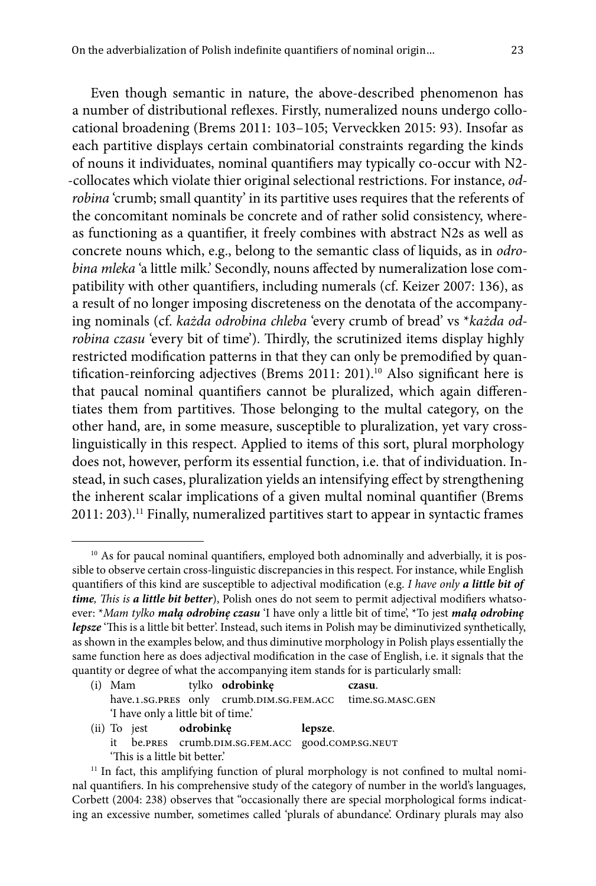Even though semantic in nature, the above-described phenomenon has a number of distributional reflexes. Firstly, numeralized nouns undergo collocational broadening (Brems 2011: 103–105; Verveckken 2015: 93). Insofar as each partitive displays certain combinatorial constraints regarding the kinds of nouns it individuates, nominal quantifiers may typically co-occur with N2-collocates which violate thier original selectional restrictions. For instance, *odrobina* 'crumb; small quantity' in its partitive uses requires that the referents of the concomitant nominals be concrete and of rather solid consistency, whereas functioning as a quantifier, it freely combines with abstract N2s as well as concrete nouns which, e.g., belong to the semantic class of liquids, as in *odrobina mleka* 'a little milk.' Secondly, nouns affected by numeralization lose compatibility with other quantifiers, including numerals (cf. Keizer 2007: 136), as a result of no longer imposing discreteness on the denotata of the accompanying nominals (cf. *każda odrobina chleba* 'every crumb of bread' vs *\*każda odrobina czasu* 'every bit of time'). Thirdly, the scrutinized items display highly restricted modification patterns in that they can only be premodified by quantification-reinforcing adjectives (Brems 2011: 201).[10] Also significant here is that paucal nominal quantifiers cannot be pluralized, which again differentiates them from partitives. Those belonging to the multal category, on the other hand, are, in some measure, susceptible to pluralization, yet vary cross-linguistically in this respect. Applied to items of this sort, plural morphology does not, however, perform its essential function, i.e. that of individuation. Instead, in such cases, pluralization yields an intensifying effect by strengthening the inherent scalar implications of a given multal nominal quantifier (Brems 2011: 203).[11] Finally, numeralized partitives start to appear in syntactic frames

---

[10] As for paucal nominal quantifiers, employed both adnominally and adverbially, it is possible to observe certain cross-linguistic discrepancies in this respect. For instance, while English quantifiers of this kind are susceptible to adjectival modification (e.g. *I have only* ***a little bit of time****, This is* ***a little bit better***), Polish ones do not seem to permit adjectival modifiers whatsoever: \**Mam tylko* ***małą odrobinę*** *czasu* 'I have only a little bit of time', \*To jest ***małą odrobinę lepsze*** 'This is a little bit better'. Instead, such items in Polish may be diminutivized synthetically, as shown in the examples below, and thus diminutive morphology in Polish plays essentially the same function here as does adjectival modification in the case of English, i.e. it signals that the quantity or degree of what the accompanying item stands for is particularly small:

(i) Mam tylko **odrobinkę** **czasu**.
have.1.SG.PRES only crumb.DIM.SG.FEM.ACC time.SG.MASC.GEN
'I have only a little bit of time.'

(ii) To jest **odrobinkę** **lepsze**.
it be.PRES crumb.DIM.SG.FEM.ACC good.COMP.SG.NEUT
'This is a little bit better.'

[11] In fact, this amplifying function of plural morphology is not confined to multal nominal quantifiers. In his comprehensive study of the category of number in the world's languages, Corbett (2004: 238) observes that "occasionally there are special morphological forms indicating an excessive number, sometimes called 'plurals of abundance'. Ordinary plurals may also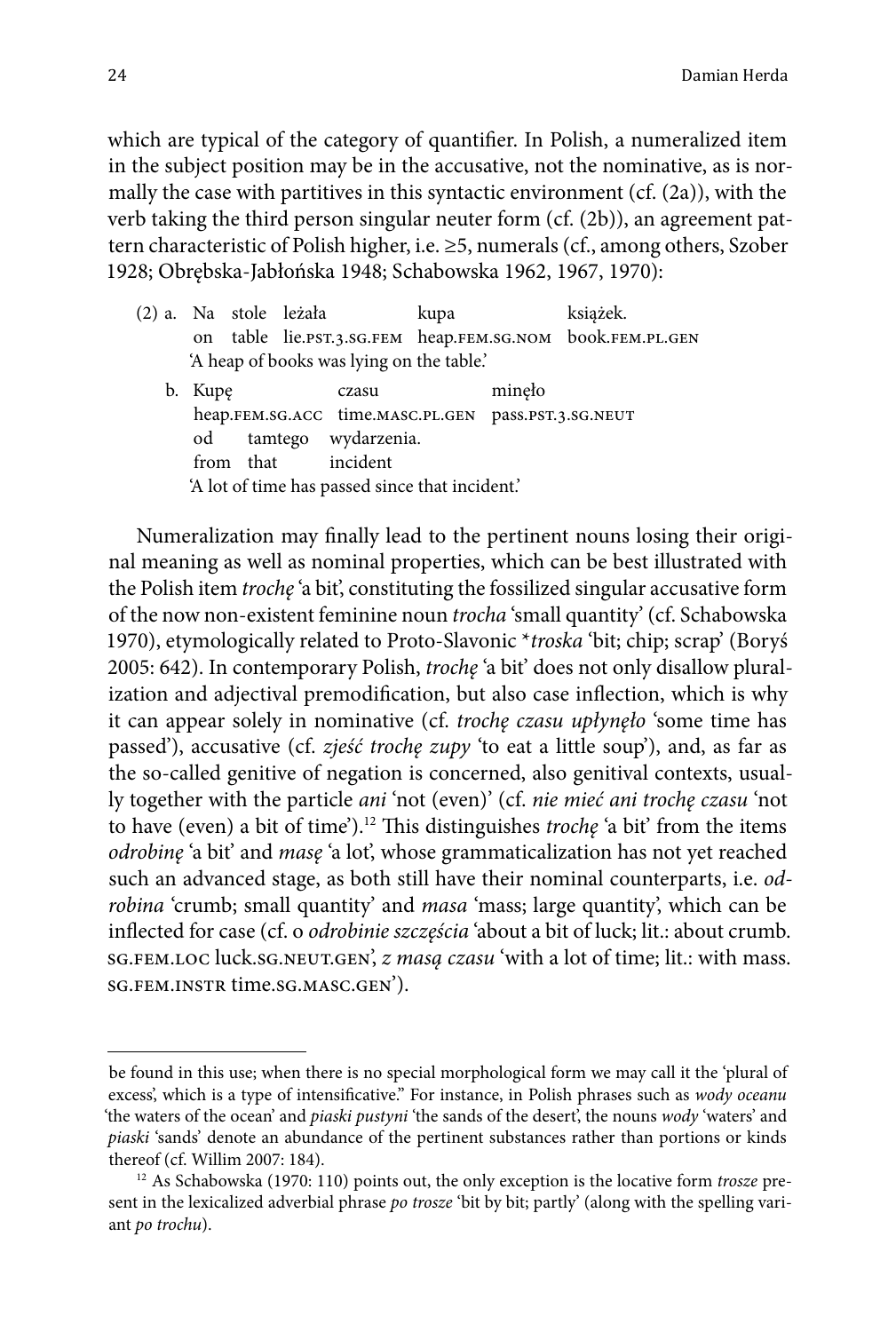which are typical of the category of quantifier. In Polish, a numeralized item in the subject position may be in the accusative, not the nominative, as is normally the case with partitives in this syntactic environment (cf. (2a)), with the verb taking the third person singular neuter form (cf. (2b)), an agreement pattern characteristic of Polish higher, i.e. ≥5, numerals (cf., among others, Szober 1928; Obrębska-Jabłońska 1948; Schabowska 1962, 1967, 1970):

(2) a. Na stole leżała kupa książek.
    on table lie.PST.3.SG.FEM heap.FEM.SG.NOM book.FEM.PL.GEN
    'A heap of books was lying on the table.'

b. Kupę czasu minęło
    heap.FEM.SG.ACC time.MASC.PL.GEN pass.PST.3.SG.NEUT
    od tamtego wydarzenia.
    from that incident
    'A lot of time has passed since that incident.'

Numeralization may finally lead to the pertinent nouns losing their original meaning as well as nominal properties, which can be best illustrated with the Polish item *trochę* 'a bit', constituting the fossilized singular accusative form of the now non-existent feminine noun *trocha* 'small quantity' (cf. Schabowska 1970), etymologically related to Proto-Slavonic \**troska* 'bit; chip; scrap' (Boryś 2005: 642). In contemporary Polish, *trochę* 'a bit' does not only disallow pluralization and adjectival premodification, but also case inflection, which is why it can appear solely in nominative (cf. *trochę czasu upłynęło* 'some time has passed'), accusative (cf. *zjeść trochę zupy* 'to eat a little soup'), and, as far as the so-called genitive of negation is concerned, also genitival contexts, usually together with the particle *ani* 'not (even)' (cf. *nie mieć ani trochę czasu* 'not to have (even) a bit of time').[12] This distinguishes *trochę* 'a bit' from the items *odrobinę* 'a bit' and *masę* 'a lot', whose grammaticalization has not yet reached such an advanced stage, as both still have their nominal counterparts, i.e. *odrobina* 'crumb; small quantity' and *masa* 'mass; large quantity', which can be inflected for case (cf. o *odrobinie szczęścia* 'about a bit of luck; lit.: about crumb.SG.FEM.LOC luck.SG.NEUT.GEN', *z masą czasu* 'with a lot of time; lit.: with mass.SG.FEM.INSTR time.SG.MASC.GEN').

---

be found in this use; when there is no special morphological form we may call it the 'plural of excess', which is a type of intensificative." For instance, in Polish phrases such as *wody oceanu* 'the waters of the ocean' and *piaski pustyni* 'the sands of the desert', the nouns *wody* 'waters' and *piaski* 'sands' denote an abundance of the pertinent substances rather than portions or kinds thereof (cf. Willim 2007: 184).

[12] As Schabowska (1970: 110) points out, the only exception is the locative form *trosze* present in the lexicalized adverbial phrase *po trosze* 'bit by bit; partly' (along with the spelling variant *po trochu*).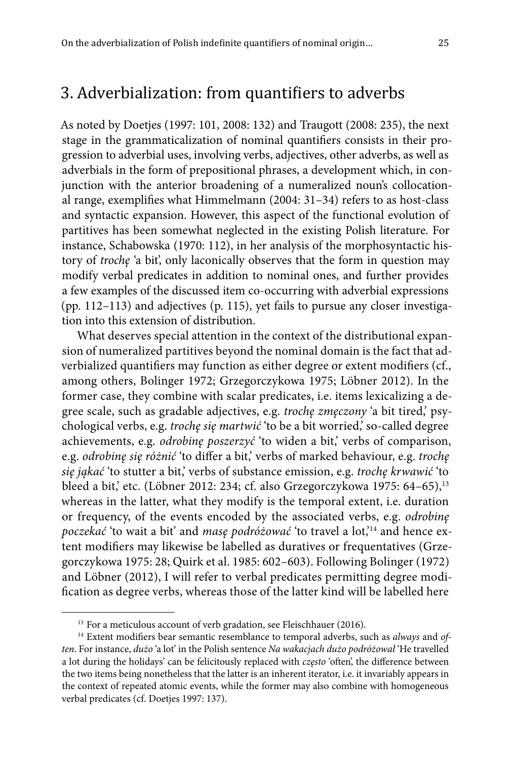## 3. Adverbialization: from quantifiers to adverbs

As noted by Doetjes (1997: 101, 2008: 132) and Traugott (2008: 235), the next stage in the grammaticalization of nominal quantifiers consists in their progression to adverbial uses, involving verbs, adjectives, other adverbs, as well as adverbials in the form of prepositional phrases, a development which, in conjunction with the anterior broadening of a numeralized noun's collocational range, exemplifies what Himmelmann (2004: 31–34) refers to as host-class and syntactic expansion. However, this aspect of the functional evolution of partitives has been somewhat neglected in the existing Polish literature. For instance, Schabowska (1970: 112), in her analysis of the morphosyntactic history of *trochę* 'a bit', only laconically observes that the form in question may modify verbal predicates in addition to nominal ones, and further provides a few examples of the discussed item co-occurring with adverbial expressions (pp. 112–113) and adjectives (p. 115), yet fails to pursue any closer investigation into this extension of distribution.

What deserves special attention in the context of the distributional expansion of numeralized partitives beyond the nominal domain is the fact that adverbialized quantifiers may function as either degree or extent modifiers (cf., among others, Bolinger 1972; Grzegorczykowa 1975; Löbner 2012). In the former case, they combine with scalar predicates, i.e. items lexicalizing a degree scale, such as gradable adjectives, e.g. *trochę zmęczony* 'a bit tired,' psychological verbs, e.g. *trochę się martwić* 'to be a bit worried,' so-called degree achievements, e.g. *odrobinę poszerzyć* 'to widen a bit,' verbs of comparison, e.g. *odrobinę się różnić* 'to differ a bit,' verbs of marked behaviour, e.g. *trochę się jąkać* 'to stutter a bit,' verbs of substance emission, e.g. *trochę krwawić* 'to bleed a bit,' etc. (Löbner 2012: 234; cf. also Grzegorczykowa 1975: 64–65),[13] whereas in the latter, what they modify is the temporal extent, i.e. duration or frequency, of the events encoded by the associated verbs, e.g. *odrobinę poczekać* 'to wait a bit' and *masę podróżować* 'to travel a lot,'[14] and hence extent modifiers may likewise be labelled as duratives or frequentatives (Grzegorczykowa 1975: 28; Quirk et al. 1985: 602–603). Following Bolinger (1972) and Löbner (2012), I will refer to verbal predicates permitting degree modification as degree verbs, whereas those of the latter kind will be labelled here

---

[13] For a meticulous account of verb gradation, see Fleischhauer (2016).

[14] Extent modifiers bear semantic resemblance to temporal adverbs, such as *always* and *often*. For instance, *dużo* 'a lot' in the Polish sentence *Na wakacjach dużo podróżował* 'He travelled a lot during the holidays' can be felicitously replaced with *często* 'often', the difference between the two items being nonetheless that the latter is an inherent iterator, i.e. it invariably appears in the context of repeated atomic events, while the former may also combine with homogeneous verbal predicates (cf. Doetjes 1997: 137).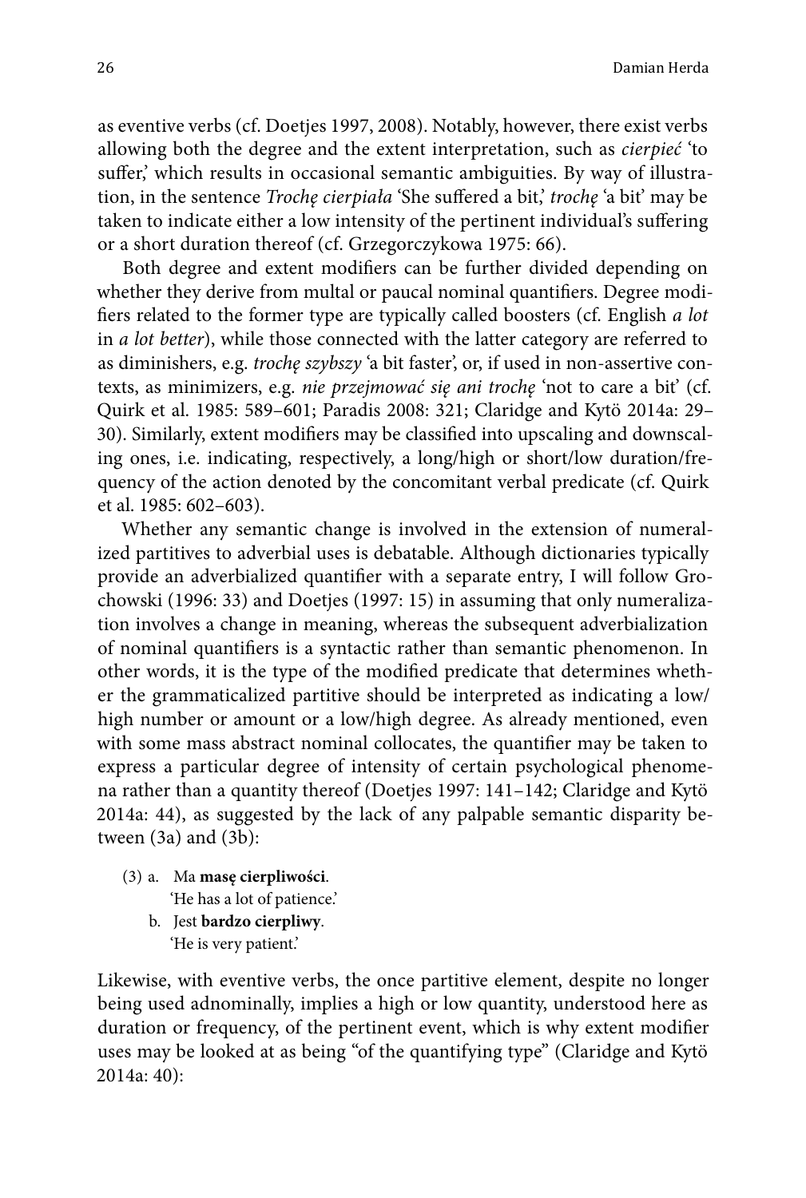as eventive verbs (cf. Doetjes 1997, 2008). Notably, however, there exist verbs allowing both the degree and the extent interpretation, such as *cierpieć* 'to suffer,' which results in occasional semantic ambiguities. By way of illustration, in the sentence *Trochę cierpiała* 'She suffered a bit,' *trochę* 'a bit' may be taken to indicate either a low intensity of the pertinent individual's suffering or a short duration thereof (cf. Grzegorczykowa 1975: 66).

Both degree and extent modifiers can be further divided depending on whether they derive from multal or paucal nominal quantifiers. Degree modifiers related to the former type are typically called boosters (cf. English *a lot* in *a lot better*), while those connected with the latter category are referred to as diminishers, e.g. *trochę szybszy* 'a bit faster', or, if used in non-assertive contexts, as minimizers, e.g. *nie przejmować się ani trochę* 'not to care a bit' (cf. Quirk et al. 1985: 589–601; Paradis 2008: 321; Claridge and Kytö 2014a: 29–30). Similarly, extent modifiers may be classified into upscaling and downscaling ones, i.e. indicating, respectively, a long/high or short/low duration/frequency of the action denoted by the concomitant verbal predicate (cf. Quirk et al. 1985: 602–603).

Whether any semantic change is involved in the extension of numeralized partitives to adverbial uses is debatable. Although dictionaries typically provide an adverbialized quantifier with a separate entry, I will follow Grochowski (1996: 33) and Doetjes (1997: 15) in assuming that only numeralization involves a change in meaning, whereas the subsequent adverbialization of nominal quantifiers is a syntactic rather than semantic phenomenon. In other words, it is the type of the modified predicate that determines whether the grammaticalized partitive should be interpreted as indicating a low/high number or amount or a low/high degree. As already mentioned, even with some mass abstract nominal collocates, the quantifier may be taken to express a particular degree of intensity of certain psychological phenomena rather than a quantity thereof (Doetjes 1997: 141–142; Claridge and Kytö 2014a: 44), as suggested by the lack of any palpable semantic disparity between (3a) and (3b):

(3) a. Ma **masę cierpliwości**.
 'He has a lot of patience.'
 b. Jest **bardzo cierpliwy**.
 'He is very patient.'

Likewise, with eventive verbs, the once partitive element, despite no longer being used adnominally, implies a high or low quantity, understood here as duration or frequency, of the pertinent event, which is why extent modifier uses may be looked at as being "of the quantifying type" (Claridge and Kytö 2014a: 40):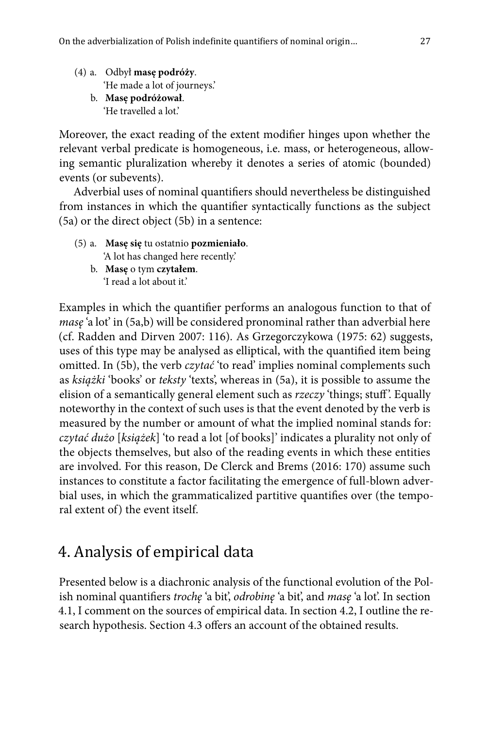(4) a. Odbył **masę podróży**.
   'He made a lot of journeys.'
  b. **Masę podróżował**.
   'He travelled a lot.'

Moreover, the exact reading of the extent modifier hinges upon whether the relevant verbal predicate is homogeneous, i.e. mass, or heterogeneous, allowing semantic pluralization whereby it denotes a series of atomic (bounded) events (or subevents).

Adverbial uses of nominal quantifiers should nevertheless be distinguished from instances in which the quantifier syntactically functions as the subject (5a) or the direct object (5b) in a sentence:

(5) a. **Masę się** tu ostatnio **pozmieniało**.
   'A lot has changed here recently.'
  b. **Masę** o tym **czytałem**.
   'I read a lot about it.'

Examples in which the quantifier performs an analogous function to that of *masę* 'a lot' in (5a,b) will be considered pronominal rather than adverbial here (cf. Radden and Dirven 2007: 116). As Grzegorczykowa (1975: 62) suggests, uses of this type may be analysed as elliptical, with the quantified item being omitted. In (5b), the verb *czytać* 'to read' implies nominal complements such as *książki* 'books' or *teksty* 'texts', whereas in (5a), it is possible to assume the elision of a semantically general element such as *rzeczy* 'things; stuff'. Equally noteworthy in the context of such uses is that the event denoted by the verb is measured by the number or amount of what the implied nominal stands for: *czytać dużo* [*książek*] 'to read a lot [of books]' indicates a plurality not only of the objects themselves, but also of the reading events in which these entities are involved. For this reason, De Clerck and Brems (2016: 170) assume such instances to constitute a factor facilitating the emergence of full-blown adverbial uses, in which the grammaticalized partitive quantifies over (the temporal extent of) the event itself.

## 4. Analysis of empirical data

Presented below is a diachronic analysis of the functional evolution of the Polish nominal quantifiers *trochę* 'a bit', *odrobinę* 'a bit', and *masę* 'a lot'. In section 4.1, I comment on the sources of empirical data. In section 4.2, I outline the research hypothesis. Section 4.3 offers an account of the obtained results.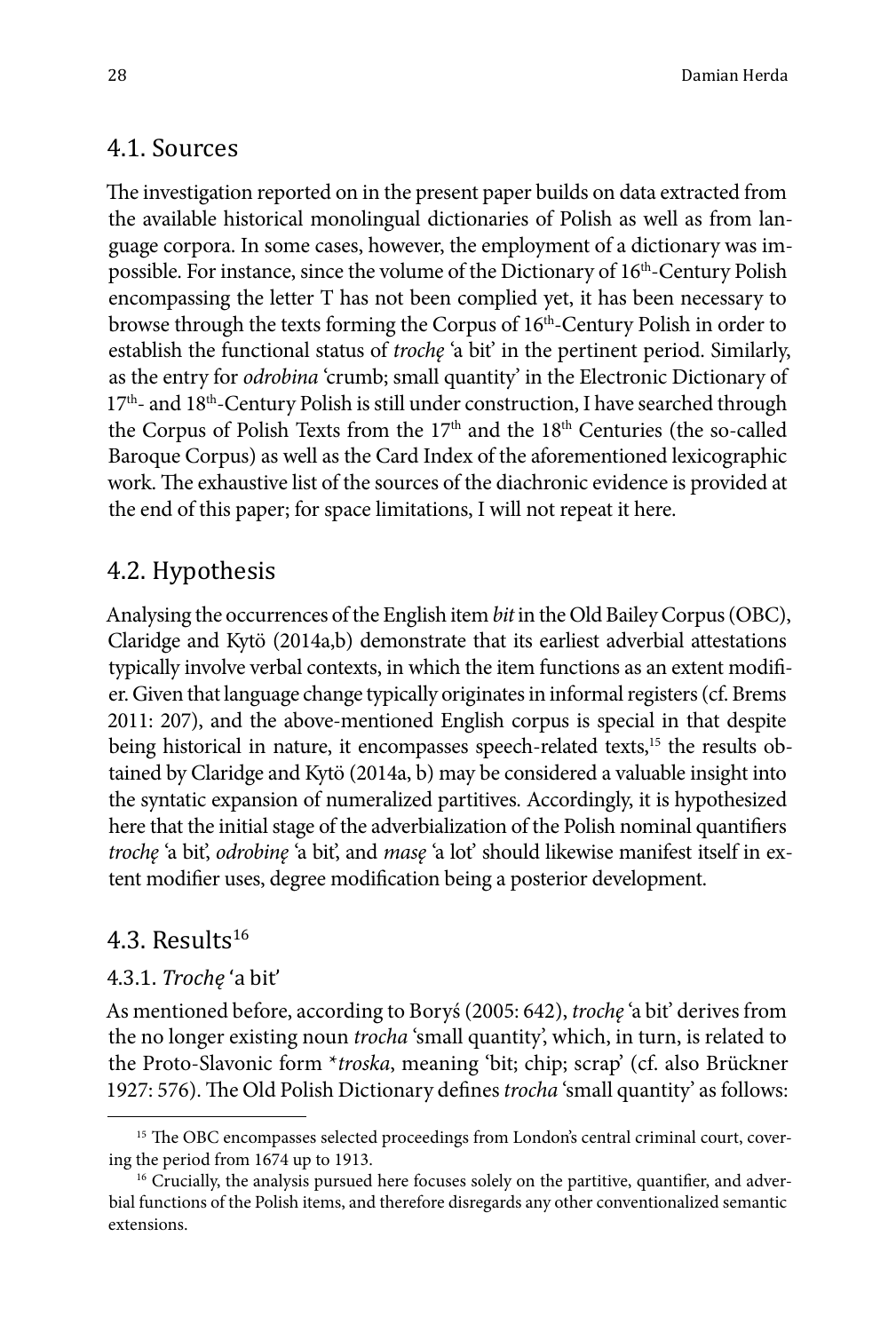## 4.1. Sources

The investigation reported on in the present paper builds on data extracted from the available historical monolingual dictionaries of Polish as well as from language corpora. In some cases, however, the employment of a dictionary was impossible. For instance, since the volume of the Dictionary of 16th-Century Polish encompassing the letter T has not been complied yet, it has been necessary to browse through the texts forming the Corpus of 16th-Century Polish in order to establish the functional status of *trochę* 'a bit' in the pertinent period. Similarly, as the entry for *odrobina* 'crumb; small quantity' in the Electronic Dictionary of 17th- and 18th-Century Polish is still under construction, I have searched through the Corpus of Polish Texts from the 17th and the 18th Centuries (the so-called Baroque Corpus) as well as the Card Index of the aforementioned lexicographic work. The exhaustive list of the sources of the diachronic evidence is provided at the end of this paper; for space limitations, I will not repeat it here.

## 4.2. Hypothesis

Analysing the occurrences of the English item *bit* in the Old Bailey Corpus (OBC), Claridge and Kytö (2014a,b) demonstrate that its earliest adverbial attestations typically involve verbal contexts, in which the item functions as an extent modifier. Given that language change typically originates in informal registers (cf. Brems 2011: 207), and the above-mentioned English corpus is special in that despite being historical in nature, it encompasses speech-related texts,[15] the results obtained by Claridge and Kytö (2014a, b) may be considered a valuable insight into the syntactic expansion of numeralized partitives. Accordingly, it is hypothesized here that the initial stage of the adverbialization of the Polish nominal quantifiers *trochę* 'a bit', *odrobinę* 'a bit', and *masę* 'a lot' should likewise manifest itself in extent modifier uses, degree modification being a posterior development.

## 4.3. Results[16]

### 4.3.1. *Trochę* 'a bit'

As mentioned before, according to Boryś (2005: 642), *trochę* 'a bit' derives from the no longer existing noun *trocha* 'small quantity', which, in turn, is related to the Proto-Slavonic form \**troska*, meaning 'bit; chip; scrap' (cf. also Brückner 1927: 576). The Old Polish Dictionary defines *trocha* 'small quantity' as follows:

---

[15] The OBC encompasses selected proceedings from London's central criminal court, covering the period from 1674 up to 1913.

[16] Crucially, the analysis pursued here focuses solely on the partitive, quantifier, and adverbial functions of the Polish items, and therefore disregards any other conventionalized semantic extensions.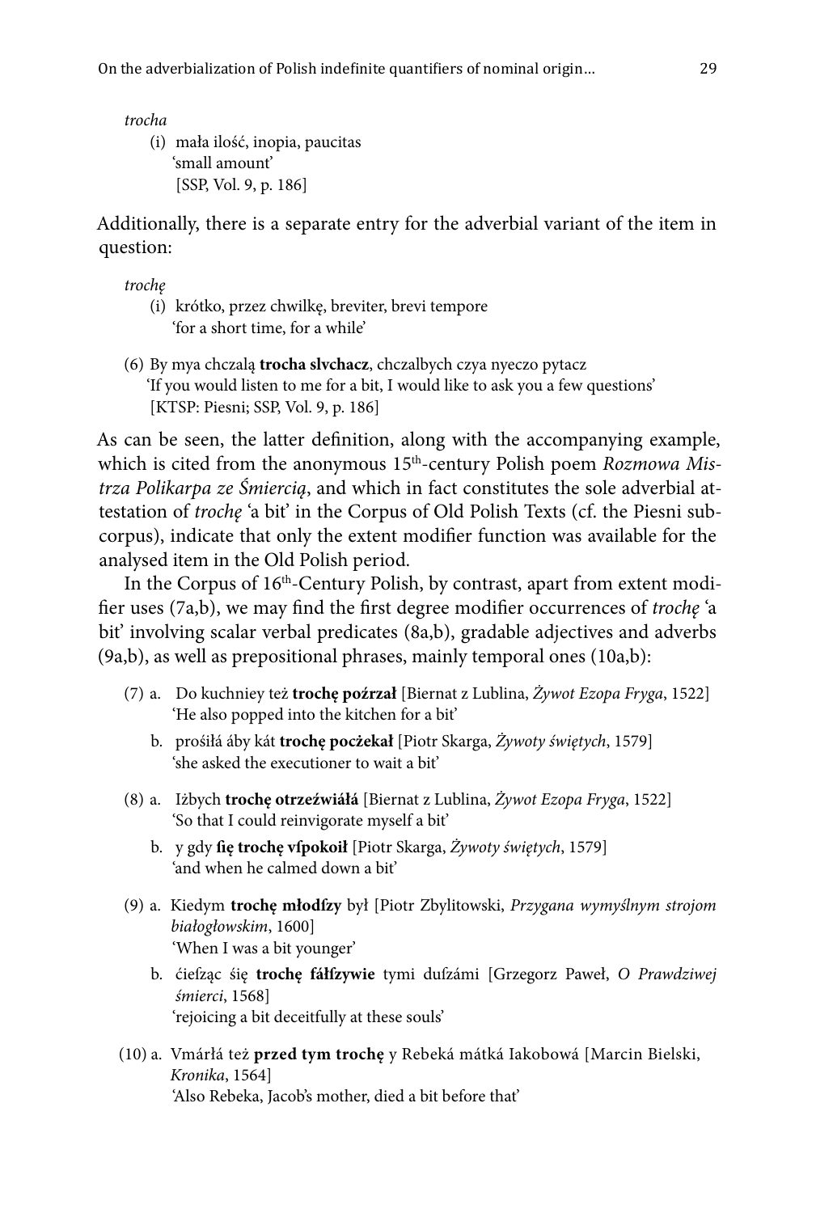*trocha*

(i) mała ilość, inopia, paucitas
'small amount'
[SSP, Vol. 9, p. 186]

Additionally, there is a separate entry for the adverbial variant of the item in question:

*trochę*

(i) krótko, przez chwilkę, breviter, brevi tempore
'for a short time, for a while'

(6) By mya chczalą **trocha slvchacz**, chczalbych czya nyeczo pytacz
'If you would listen to me for a bit, I would like to ask you a few questions'
[KTSP: Piesni; SSP, Vol. 9, p. 186]

As can be seen, the latter definition, along with the accompanying example, which is cited from the anonymous 15th-century Polish poem *Rozmowa Mistrza Polikarpa ze Śmiercią*, and which in fact constitutes the sole adverbial attestation of *trochę* 'a bit' in the Corpus of Old Polish Texts (cf. the Piesni subcorpus), indicate that only the extent modifier function was available for the analysed item in the Old Polish period.

In the Corpus of 16th-Century Polish, by contrast, apart from extent modifier uses (7a,b), we may find the first degree modifier occurrences of *trochę* 'a bit' involving scalar verbal predicates (8a,b), gradable adjectives and adverbs (9a,b), as well as prepositional phrases, mainly temporal ones (10a,b):

(7) a. Do kuchniey też **trochę poźrzał** [Biernat z Lublina, *Żywot Ezopa Fryga*, 1522]
'He also popped into the kitchen for a bit'

b. prośiłá áby kát **trochę poczekał** [Piotr Skarga, *Żywoty świętych*, 1579]
'she asked the executioner to wait a bit'

(8) a. Iżbych **trochę otrzeźwiáłá** [Biernat z Lublina, *Żywot Ezopa Fryga*, 1522]
'So that I could reinvigorate myself a bit'

b. y gdy **ſię trochę vſpokoił** [Piotr Skarga, *Żywoty świętych*, 1579]
'and when he calmed down a bit'

(9) a. Kiedym **trochę młodſzy** był [Piotr Zbylitowski, *Przygana wymyślnym strojom białogłowskim*, 1600]
'When I was a bit younger'

b. ćieſząc śię **trochę fáłſzywie** tymi duſzámi [Grzegorz Paweł, *O Prawdziwej śmierci*, 1568]
'rejoicing a bit deceitfully at these souls'

(10) a. Vmárłá też **przed tym trochę** y Rebeká mátká Iakobowá [Marcin Bielski, *Kronika*, 1564]
'Also Rebeka, Jacob's mother, died a bit before that'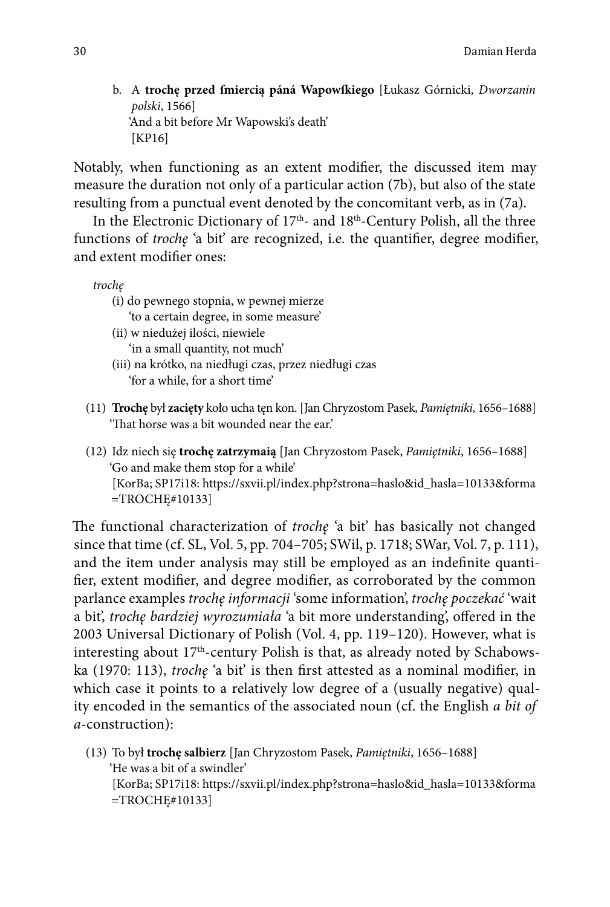b. A **trochę przed ſmiercią páná Wapowſkiego** [Łukasz Górnicki, *Dworzanin polski*, 1566]
   'And a bit before Mr Wapowski's death'
   [KP16]

Notably, when functioning as an extent modifier, the discussed item may measure the duration not only of a particular action (7b), but also of the state resulting from a punctual event denoted by the concomitant verb, as in (7a).

In the Electronic Dictionary of 17th- and 18th-Century Polish, all the three functions of *trochę* 'a bit' are recognized, i.e. the quantifier, degree modifier, and extent modifier ones:

*trochę*
- (i) do pewnego stopnia, w pewnej mierze
  'to a certain degree, in some measure'
- (ii) w niedużej ilości, niewiele
  'in a small quantity, not much'
- (iii) na krótko, na niedługi czas, przez niedługi czas
  'for a while, for a short time'

(11) **Trochę** był **zacięty** koło ucha tęn kon. [Jan Chryzostom Pasek, *Pamiętniki*, 1656–1688]
   'That horse was a bit wounded near the ear.'

(12) Idz niech się **trochę zatrzymaią** [Jan Chryzostom Pasek, *Pamiętniki*, 1656–1688]
   'Go and make them stop for a while'
   [KorBa; SP17i18: https://sxvii.pl/index.php?strona=haslo&id_hasla=10133&forma=TROCHĘ#10133]

The functional characterization of *trochę* 'a bit' has basically not changed since that time (cf. SL, Vol. 5, pp. 704–705; SWil, p. 1718; SWar, Vol. 7, p. 111), and the item under analysis may still be employed as an indefinite quantifier, extent modifier, and degree modifier, as corroborated by the common parlance examples *trochę informacji* 'some information', *trochę poczekać* 'wait a bit', *trochę bardziej wyrozumiała* 'a bit more understanding', offered in the 2003 Universal Dictionary of Polish (Vol. 4, pp. 119–120). However, what is interesting about 17th-century Polish is that, as already noted by Schabowska (1970: 113), *trochę* 'a bit' is then first attested as a nominal modifier, in which case it points to a relatively low degree of a (usually negative) quality encoded in the semantics of the associated noun (cf. the English *a bit of a*-construction):

(13) To był **trochę salbierz** [Jan Chryzostom Pasek, *Pamiętniki*, 1656–1688]
   'He was a bit of a swindler'
   [KorBa; SP17i18: https://sxvii.pl/index.php?strona=haslo&id_hasla=10133&forma=TROCHĘ#10133]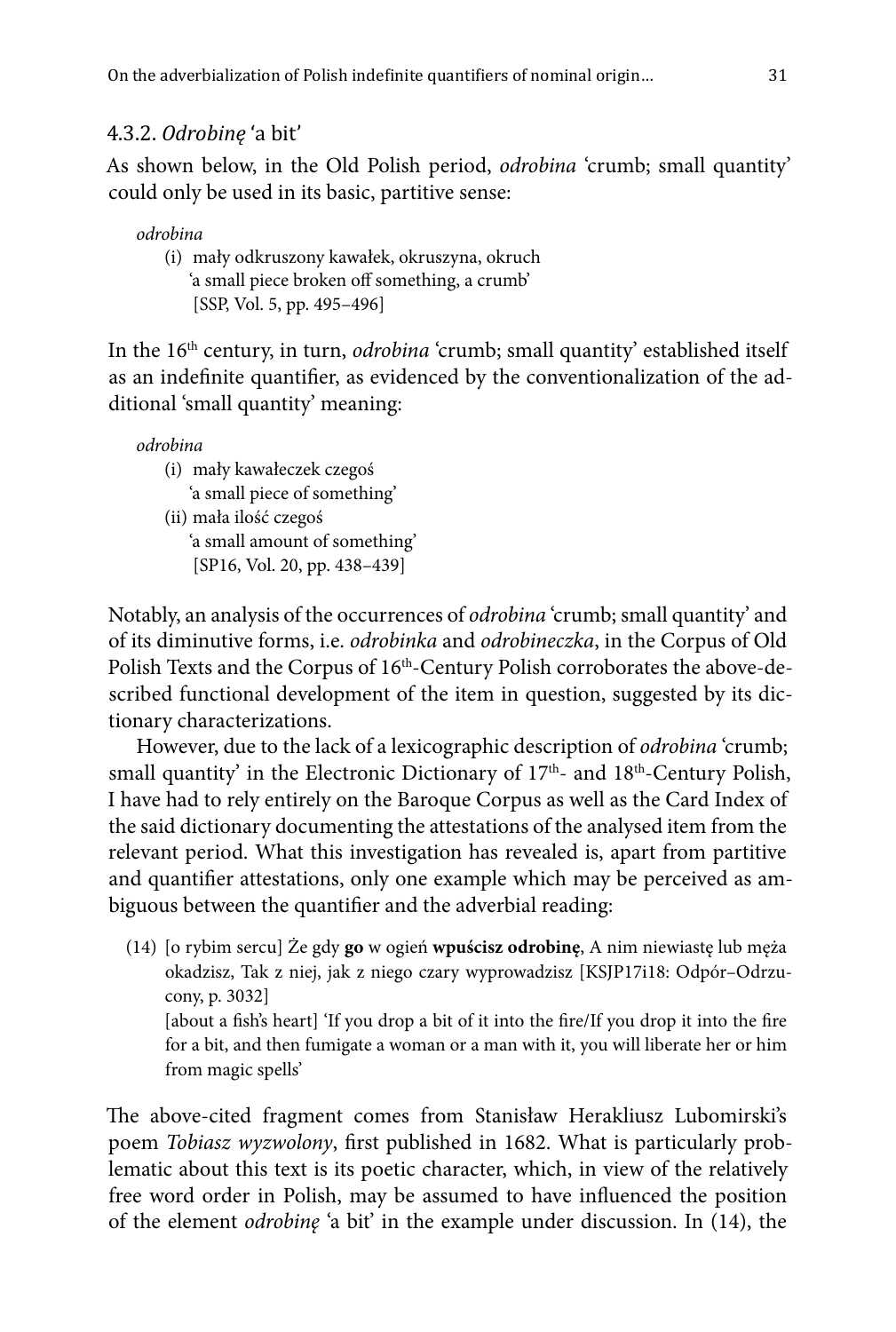### 4.3.2. *Odrobinę* 'a bit'

As shown below, in the Old Polish period, *odrobina* 'crumb; small quantity' could only be used in its basic, partitive sense:

> *odrobina*
> (i) mały odkruszony kawałek, okruszyna, okruch
> 'a small piece broken off something, a crumb'
> [SSP, Vol. 5, pp. 495–496]

In the 16th century, in turn, *odrobina* 'crumb; small quantity' established itself as an indefinite quantifier, as evidenced by the conventionalization of the additional 'small quantity' meaning:

> *odrobina*
> (i) mały kawałeczek czegoś
> 'a small piece of something'
> (ii) mała ilość czegoś
> 'a small amount of something'
> [SP16, Vol. 20, pp. 438–439]

Notably, an analysis of the occurrences of *odrobina* 'crumb; small quantity' and of its diminutive forms, i.e. *odrobinka* and *odrobineczka*, in the Corpus of Old Polish Texts and the Corpus of 16th-Century Polish corroborates the above-described functional development of the item in question, suggested by its dictionary characterizations.

However, due to the lack of a lexicographic description of *odrobina* 'crumb; small quantity' in the Electronic Dictionary of 17th- and 18th-Century Polish, I have had to rely entirely on the Baroque Corpus as well as the Card Index of the said dictionary documenting the attestations of the analysed item from the relevant period. What this investigation has revealed is, apart from partitive and quantifier attestations, only one example which may be perceived as ambiguous between the quantifier and the adverbial reading:

> (14) [o rybim sercu] Że gdy **go** w ogień **wpuścisz odrobinę**, A nim niewiastę lub męża okadzisz, Tak z niej, jak z niego czary wyprowadzisz [KSJP17i18: Odpór–Odrzucony, p. 3032]
> [about a fish's heart] 'If you drop a bit of it into the fire/If you drop it into the fire for a bit, and then fumigate a woman or a man with it, you will liberate her or him from magic spells'

The above-cited fragment comes from Stanisław Herakliusz Lubomirski's poem *Tobiasz wyzwolony*, first published in 1682. What is particularly problematic about this text is its poetic character, which, in view of the relatively free word order in Polish, may be assumed to have influenced the position of the element *odrobinę* 'a bit' in the example under discussion. In (14), the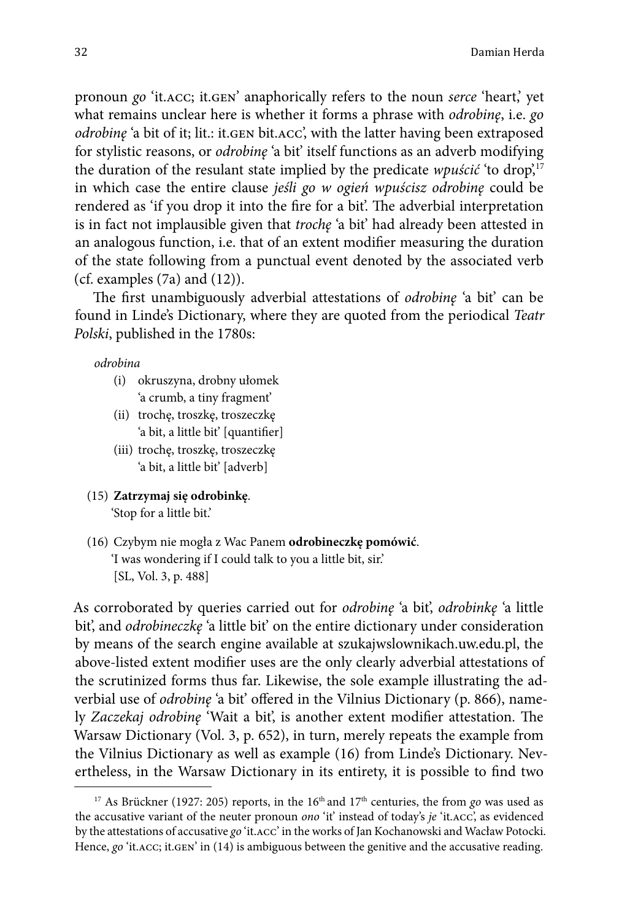pronoun *go* 'it.ACC; it.GEN' anaphorically refers to the noun *serce* 'heart,' yet what remains unclear here is whether it forms a phrase with *odrobinę*, i.e. *go odrobinę* 'a bit of it; lit.: it.GEN bit.ACC', with the latter having been extraposed for stylistic reasons, or *odrobinę* 'a bit' itself functions as an adverb modifying the duration of the resultant state implied by the predicate *wpuścić* 'to drop',[17] in which case the entire clause *jeśli go w ogień wpuścisz odrobinę* could be rendered as 'if you drop it into the fire for a bit'. The adverbial interpretation is in fact not implausible given that *trochę* 'a bit' had already been attested in an analogous function, i.e. that of an extent modifier measuring the duration of the state following from a punctual event denoted by the associated verb (cf. examples (7a) and (12)).

The first unambiguously adverbial attestations of *odrobinę* 'a bit' can be found in Linde's Dictionary, where they are quoted from the periodical *Teatr Polski*, published in the 1780s:

*odrobina*

(i) okruszyna, drobny ułomek
'a crumb, a tiny fragment'

(ii) trochę, troszkę, troszeczkę
'a bit, a little bit' [quantifier]

(iii) trochę, troszkę, troszeczkę
'a bit, a little bit' [adverb]

(15) **Zatrzymaj się odrobinkę**.
'Stop for a little bit.'

(16) Czybym nie mogła z Wac Panem **odrobineczkę pomówić**.
'I was wondering if I could talk to you a little bit, sir.'
[SL, Vol. 3, p. 488]

As corroborated by queries carried out for *odrobinę* 'a bit', *odrobinkę* 'a little bit', and *odrobineczkę* 'a little bit' on the entire dictionary under consideration by means of the search engine available at szukajwslownikach.uw.edu.pl, the above-listed extent modifier uses are the only clearly adverbial attestations of the scrutinized forms thus far. Likewise, the sole example illustrating the adverbial use of *odrobinę* 'a bit' offered in the Vilnius Dictionary (p. 866), namely *Zaczekaj odrobinę* 'Wait a bit', is another extent modifier attestation. The Warsaw Dictionary (Vol. 3, p. 652), in turn, merely repeats the example from the Vilnius Dictionary as well as example (16) from Linde's Dictionary. Nevertheless, in the Warsaw Dictionary in its entirety, it is possible to find two

---

[17] As Brückner (1927: 205) reports, in the 16th and 17th centuries, the from *go* was used as the accusative variant of the neuter pronoun *ono* 'it' instead of today's *je* 'it.ACC', as evidenced by the attestations of accusative *go* 'it.ACC' in the works of Jan Kochanowski and Wacław Potocki. Hence, *go* 'it.ACC; it.GEN' in (14) is ambiguous between the genitive and the accusative reading.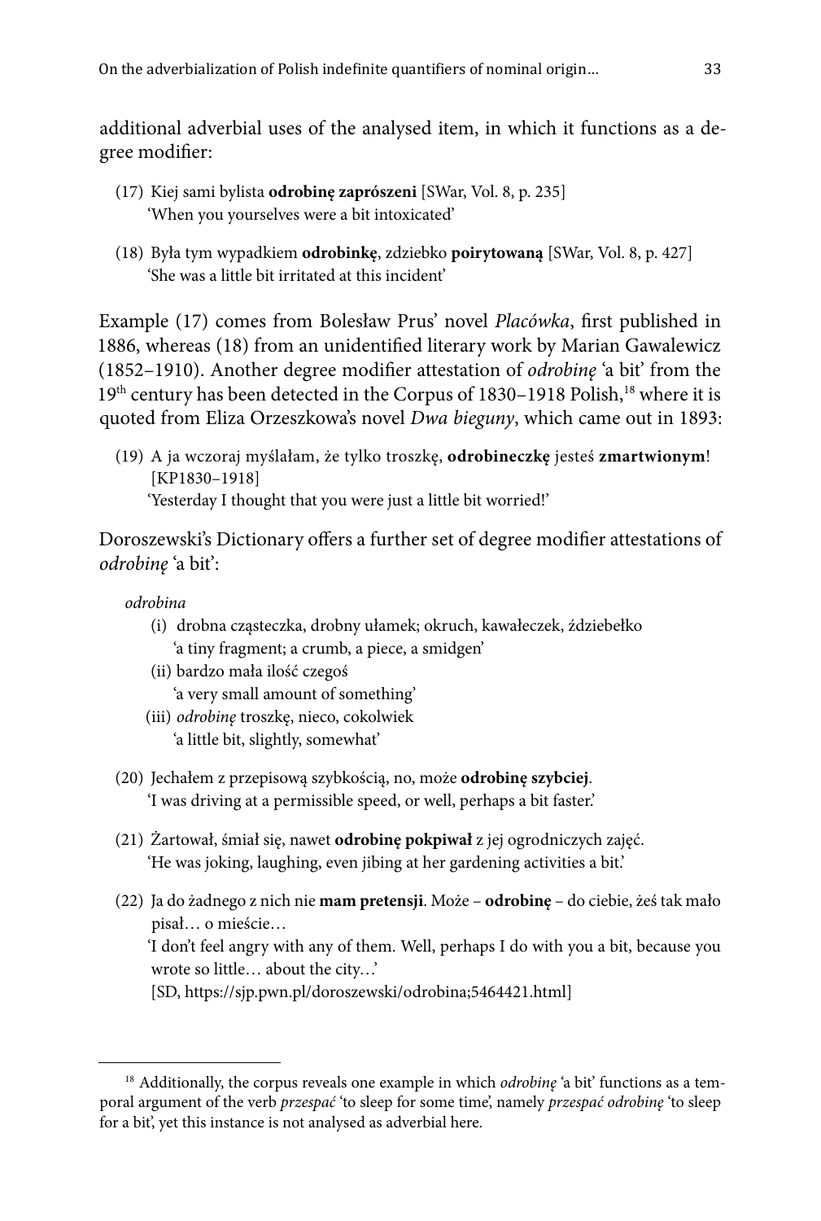additional adverbial uses of the analysed item, in which it functions as a degree modifier:

(17) Kiej sami bylista **odrobinę zaprószeni** [SWar, Vol. 8, p. 235]
'When you yourselves were a bit intoxicated'

(18) Była tym wypadkiem **odrobinkę**, zdziebko **poirytowaną** [SWar, Vol. 8, p. 427]
'She was a little bit irritated at this incident'

Example (17) comes from Bolesław Prus' novel *Placówka*, first published in 1886, whereas (18) from an unidentified literary work by Marian Gawalewicz (1852–1910). Another degree modifier attestation of *odrobinę* 'a bit' from the 19th century has been detected in the Corpus of 1830–1918 Polish,[18] where it is quoted from Eliza Orzeszkowa's novel *Dwa bieguny*, which came out in 1893:

(19) A ja wczoraj myślałam, że tylko troszkę, **odrobineczkę** jesteś **zmartwionym**! [KP1830–1918]
'Yesterday I thought that you were just a little bit worried!'

Doroszewski's Dictionary offers a further set of degree modifier attestations of *odrobinę* 'a bit':

*odrobina*

(i) drobna cząsteczka, drobny ułamek; okruch, kawałeczek, źdźiebełko
'a tiny fragment; a crumb, a piece, a smidgen'

(ii) bardzo mała ilość czegoś
'a very small amount of something'

(iii) *odrobinę* troszkę, nieco, cokolwiek
'a little bit, slightly, somewhat'

(20) Jechałem z przepisową szybkością, no, może **odrobinę szybciej**.
'I was driving at a permissible speed, or well, perhaps a bit faster.'

(21) Żartował, śmiał się, nawet **odrobinę pokpiwał** z jej ogrodniczych zajęć.
'He was joking, laughing, even jibing at her gardening activities a bit.'

(22) Ja do żadnego z nich nie **mam pretensji**. Może – **odrobinę** – do ciebie, żeś tak mało pisał… o mieście…
'I don't feel angry with any of them. Well, perhaps I do with you a bit, because you wrote so little… about the city…'
[SD, https://sjp.pwn.pl/doroszewski/odrobina;5464421.html]

---

[18] Additionally, the corpus reveals one example in which *odrobinę* 'a bit' functions as a temporal argument of the verb *przespać* 'to sleep for some time', namely *przespać odrobinę* 'to sleep for a bit', yet this instance is not analysed as adverbial here.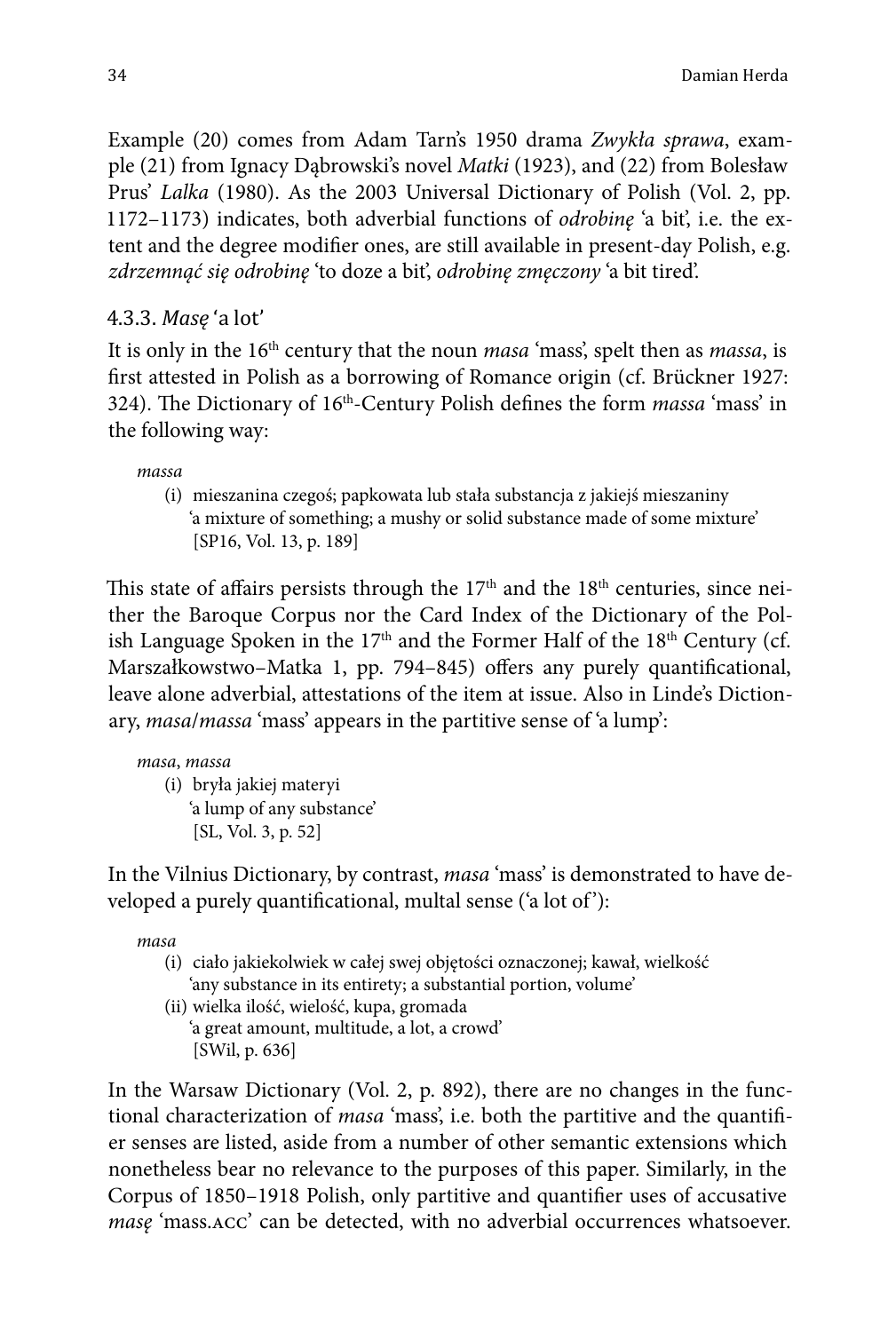Example (20) comes from Adam Tarn's 1950 drama *Zwykła sprawa*, example (21) from Ignacy Dąbrowski's novel *Matki* (1923), and (22) from Bolesław Prus' *Lalka* (1980). As the 2003 Universal Dictionary of Polish (Vol. 2, pp. 1172–1173) indicates, both adverbial functions of *odrobinę* 'a bit', i.e. the extent and the degree modifier ones, are still available in present-day Polish, e.g. *zdrzemnąć się odrobinę* 'to doze a bit', *odrobinę zmęczony* 'a bit tired'.

### 4.3.3. *Masę* 'a lot'

It is only in the 16th century that the noun *masa* 'mass', spelt then as *massa*, is first attested in Polish as a borrowing of Romance origin (cf. Brückner 1927: 324). The Dictionary of 16th-Century Polish defines the form *massa* 'mass' in the following way:

> *massa*
> (i) mieszanina czegoś; papkowata lub stała substancja z jakiejś mieszaniny
> 'a mixture of something; a mushy or solid substance made of some mixture'
> [SP16, Vol. 13, p. 189]

This state of affairs persists through the 17th and the 18th centuries, since neither the Baroque Corpus nor the Card Index of the Dictionary of the Polish Language Spoken in the 17th and the Former Half of the 18th Century (cf. Marszałkowstwo–Matka 1, pp. 794–845) offers any purely quantificational, leave alone adverbial, attestations of the item at issue. Also in Linde's Dictionary, *masa*/*massa* 'mass' appears in the partitive sense of 'a lump':

> *masa*, *massa*
> (i) bryła jakiej materyi
> 'a lump of any substance'
> [SL, Vol. 3, p. 52]

In the Vilnius Dictionary, by contrast, *masa* 'mass' is demonstrated to have developed a purely quantificational, multal sense ('a lot of'):

> *masa*
> (i) ciało jakiekolwiek w całej swej objętości oznaczonej; kawał, wielkość
> 'any substance in its entirety; a substantial portion, volume'
> (ii) wielka ilość, wielość, kupa, gromada
> 'a great amount, multitude, a lot, a crowd'
> [SWil, p. 636]

In the Warsaw Dictionary (Vol. 2, p. 892), there are no changes in the functional characterization of *masa* 'mass', i.e. both the partitive and the quantifier senses are listed, aside from a number of other semantic extensions which nonetheless bear no relevance to the purposes of this paper. Similarly, in the Corpus of 1850–1918 Polish, only partitive and quantifier uses of accusative *masę* 'mass.ACC' can be detected, with no adverbial occurrences whatsoever.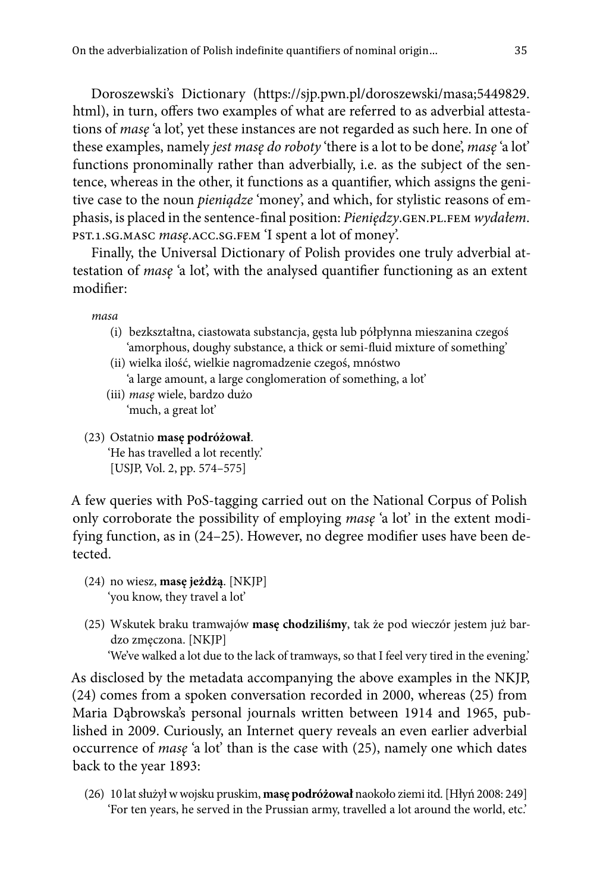Doroszewski's Dictionary (https://sjp.pwn.pl/doroszewski/masa;5449829.html), in turn, offers two examples of what are referred to as adverbial attestations of *masę* 'a lot', yet these instances are not regarded as such here. In one of these examples, namely *jest masę do roboty* 'there is a lot to be done', *masę* 'a lot' functions pronominally rather than adverbially, i.e. as the subject of the sentence, whereas in the other, it functions as a quantifier, which assigns the genitive case to the noun *pieniądze* 'money', and which, for stylistic reasons of emphasis, is placed in the sentence-final position: *Pieniędzy*.GEN.PL.FEM *wydałem*.PST.1.SG.MASC *masę*.ACC.SG.FEM 'I spent a lot of money'.

Finally, the Universal Dictionary of Polish provides one truly adverbial attestation of *masę* 'a lot', with the analysed quantifier functioning as an extent modifier:

*masa*

(i) bezkształtna, ciastowata substancja, gęsta lub półpłynna mieszanina czegoś
'amorphous, doughy substance, a thick or semi-fluid mixture of something'

(ii) wielka ilość, wielkie nagromadzenie czegoś, mnóstwo
'a large amount, a large conglomeration of something, a lot'

(iii) *masę* wiele, bardzo dużo
'much, a great lot'

(23) Ostatnio **masę podróżował**.
'He has travelled a lot recently.'
[USJP, Vol. 2, pp. 574–575]

A few queries with PoS-tagging carried out on the National Corpus of Polish only corroborate the possibility of employing *masę* 'a lot' in the extent modifying function, as in (24–25). However, no degree modifier uses have been detected.

(24) no wiesz, **masę jeżdżą**. [NKJP]
'you know, they travel a lot'

(25) Wskutek braku tramwajów **masę chodziliśmy**, tak że pod wieczór jestem już bardzo zmęczona. [NKJP]
'We've walked a lot due to the lack of tramways, so that I feel very tired in the evening.'

As disclosed by the metadata accompanying the above examples in the NKJP, (24) comes from a spoken conversation recorded in 2000, whereas (25) from Maria Dąbrowska's personal journals written between 1914 and 1965, published in 2009. Curiously, an Internet query reveals an even earlier adverbial occurrence of *masę* 'a lot' than is the case with (25), namely one which dates back to the year 1893:

(26) 10 lat służył w wojsku pruskim, **masę podróżował** naokoło ziemi itd. [Hłyń 2008: 249]
'For ten years, he served in the Prussian army, travelled a lot around the world, etc.'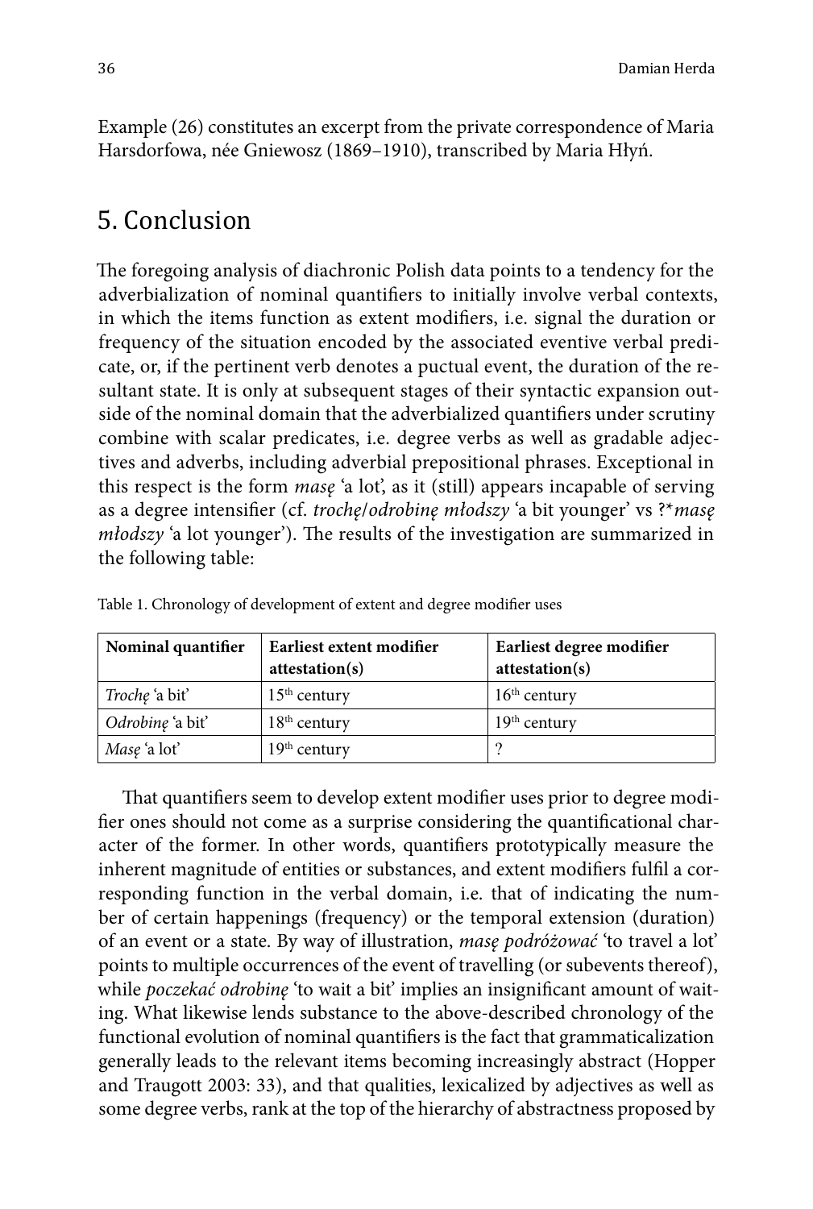Example (26) constitutes an excerpt from the private correspondence of Maria Harsdorfowa, née Gniewosz (1869–1910), transcribed by Maria Hłyń.

## 5. Conclusion

The foregoing analysis of diachronic Polish data points to a tendency for the adverbialization of nominal quantifiers to initially involve verbal contexts, in which the items function as extent modifiers, i.e. signal the duration or frequency of the situation encoded by the associated eventive verbal predicate, or, if the pertinent verb denotes a puctual event, the duration of the resultant state. It is only at subsequent stages of their syntactic expansion outside of the nominal domain that the adverbialized quantifiers under scrutiny combine with scalar predicates, i.e. degree verbs as well as gradable adjectives and adverbs, including adverbial prepositional phrases. Exceptional in this respect is the form *masę* 'a lot', as it (still) appears incapable of serving as a degree intensifier (cf. *trochę*/*odrobinę młodszy* 'a bit younger' vs ?\**masę młodszy* 'a lot younger'). The results of the investigation are summarized in the following table:

Table 1. Chronology of development of extent and degree modifier uses

| Nominal quantifier | Earliest extent modifier attestation(s) | Earliest degree modifier attestation(s) |
|---|---|---|
| *Trochę* 'a bit' | 15th century | 16th century |
| *Odrobinę* 'a bit' | 18th century | 19th century |
| *Masę* 'a lot' | 19th century | ? |

That quantifiers seem to develop extent modifier uses prior to degree modifier ones should not come as a surprise considering the quantificational character of the former. In other words, quantifiers prototypically measure the inherent magnitude of entities or substances, and extent modifiers fulfil a corresponding function in the verbal domain, i.e. that of indicating the number of certain happenings (frequency) or the temporal extension (duration) of an event or a state. By way of illustration, *masę podróżować* 'to travel a lot' points to multiple occurrences of the event of travelling (or subevents thereof), while *poczekać odrobinę* 'to wait a bit' implies an insignificant amount of waiting. What likewise lends substance to the above-described chronology of the functional evolution of nominal quantifiers is the fact that grammaticalization generally leads to the relevant items becoming increasingly abstract (Hopper and Traugott 2003: 33), and that qualities, lexicalized by adjectives as well as some degree verbs, rank at the top of the hierarchy of abstractness proposed by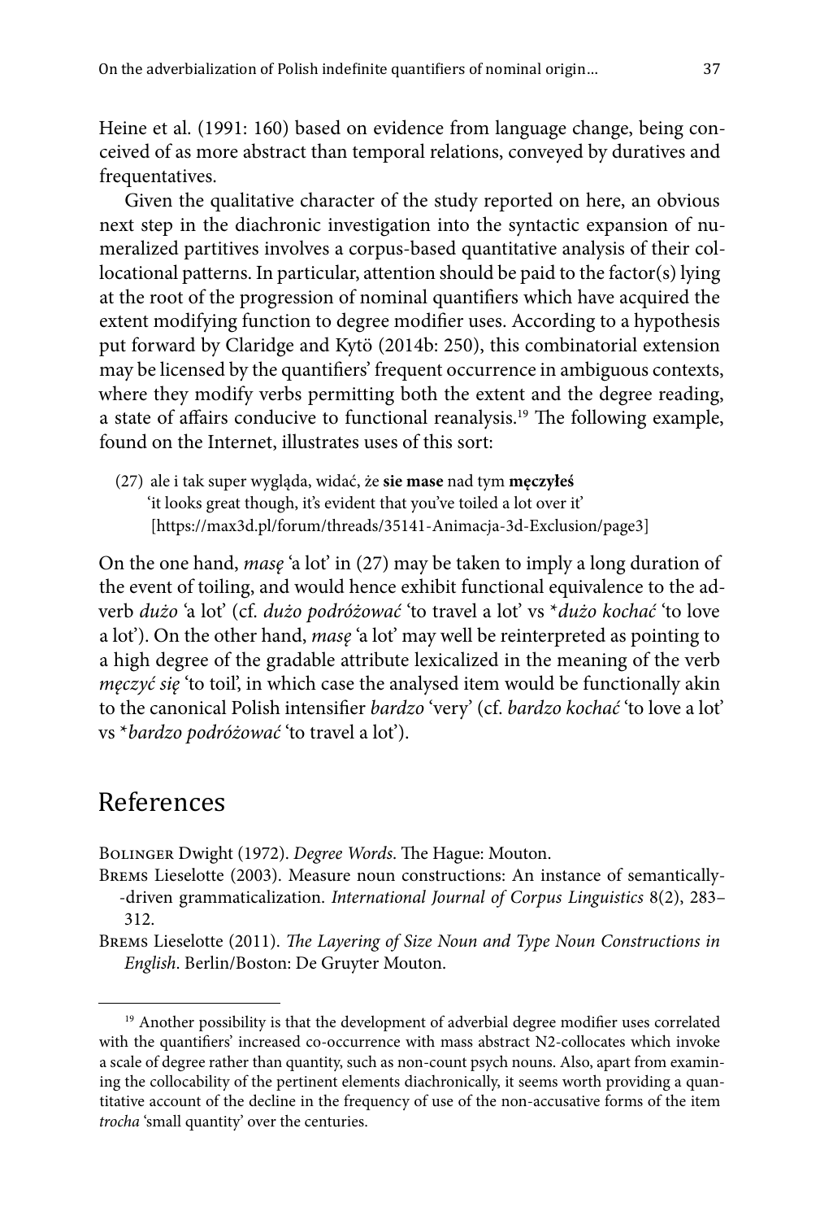Heine et al. (1991: 160) based on evidence from language change, being conceived of as more abstract than temporal relations, conveyed by duratives and frequentatives.

Given the qualitative character of the study reported on here, an obvious next step in the diachronic investigation into the syntactic expansion of numeralized partitives involves a corpus-based quantitative analysis of their collocational patterns. In particular, attention should be paid to the factor(s) lying at the root of the progression of nominal quantifiers which have acquired the extent modifying function to degree modifier uses. According to a hypothesis put forward by Claridge and Kytö (2014b: 250), this combinatorial extension may be licensed by the quantifiers' frequent occurrence in ambiguous contexts, where they modify verbs permitting both the extent and the degree reading, a state of affairs conducive to functional reanalysis.[19] The following example, found on the Internet, illustrates uses of this sort:

(27) ale i tak super wygląda, widać, że **sie mase** nad tym **męczyłeś**
'it looks great though, it's evident that you've toiled a lot over it'
[https://max3d.pl/forum/threads/35141-Animacja-3d-Exclusion/page3]

On the one hand, *masę* 'a lot' in (27) may be taken to imply a long duration of the event of toiling, and would hence exhibit functional equivalence to the adverb *dużo* 'a lot' (cf. *dużo podróżować* 'to travel a lot' vs *\*dużo kochać* 'to love a lot'). On the other hand, *masę* 'a lot' may well be reinterpreted as pointing to a high degree of the gradable attribute lexicalized in the meaning of the verb *męczyć się* 'to toil', in which case the analysed item would be functionally akin to the canonical Polish intensifier *bardzo* 'very' (cf. *bardzo kochać* 'to love a lot' vs *\*bardzo podróżować* 'to travel a lot').

## References

Bolinger Dwight (1972). *Degree Words*. The Hague: Mouton.

Brems Lieselotte (2003). Measure noun constructions: An instance of semantically-driven grammaticalization. *International Journal of Corpus Linguistics* 8(2), 283–312.

Brems Lieselotte (2011). *The Layering of Size Noun and Type Noun Constructions in English*. Berlin/Boston: De Gruyter Mouton.

---

[19] Another possibility is that the development of adverbial degree modifier uses correlated with the quantifiers' increased co-occurrence with mass abstract N2-collocates which invoke a scale of degree rather than quantity, such as non-count psych nouns. Also, apart from examining the collocability of the pertinent elements diachronically, it seems worth providing a quantitative account of the decline in the frequency of use of the non-accusative forms of the item *trocha* 'small quantity' over the centuries.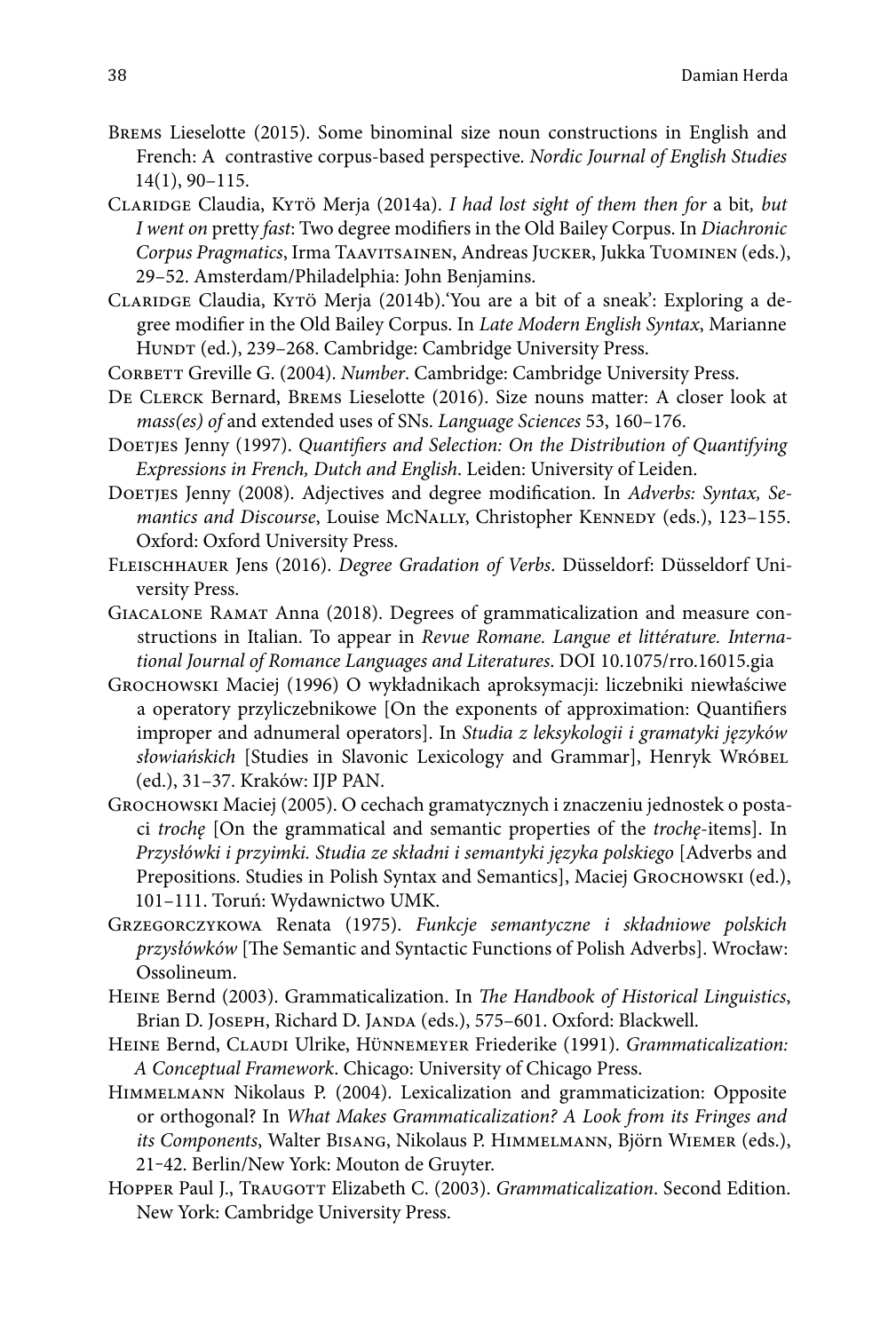Brems Lieselotte (2015). Some binominal size noun constructions in English and French: A contrastive corpus-based perspective. *Nordic Journal of English Studies* 14(1), 90–115.

Claridge Claudia, Kytö Merja (2014a). *I had lost sight of them then for* a bit*, but I went on* pretty *fast*: Two degree modifiers in the Old Bailey Corpus. In *Diachronic Corpus Pragmatics*, Irma Taavitsainen, Andreas Jucker, Jukka Tuominen (eds.), 29–52. Amsterdam/Philadelphia: John Benjamins.

Claridge Claudia, Kytö Merja (2014b).'You are a bit of a sneak': Exploring a degree modifier in the Old Bailey Corpus. In *Late Modern English Syntax*, Marianne Hundt (ed.), 239–268. Cambridge: Cambridge University Press.

Corbett Greville G. (2004). *Number*. Cambridge: Cambridge University Press.

De Clerck Bernard, Brems Lieselotte (2016). Size nouns matter: A closer look at *mass(es) of* and extended uses of SNs. *Language Sciences* 53, 160–176.

Doetjes Jenny (1997). *Quantifiers and Selection: On the Distribution of Quantifying Expressions in French, Dutch and English*. Leiden: University of Leiden.

Doetjes Jenny (2008). Adjectives and degree modification. In *Adverbs: Syntax, Semantics and Discourse*, Louise McNally, Christopher Kennedy (eds.), 123–155. Oxford: Oxford University Press.

Fleischhauer Jens (2016). *Degree Gradation of Verbs*. Düsseldorf: Düsseldorf University Press.

Giacalone Ramat Anna (2018). Degrees of grammaticalization and measure constructions in Italian. To appear in *Revue Romane. Langue et littérature. International Journal of Romance Languages and Literatures*. DOI 10.1075/rro.16015.gia

Grochowski Maciej (1996) O wykładnikach aproksymacji: liczebniki niewłaściwe a operatory przyliczebnikowe [On the exponents of approximation: Quantifiers improper and adnumeral operators]. In *Studia z leksykologii i gramatyki języków słowiańskich* [Studies in Slavonic Lexicology and Grammar], Henryk Wróbel (ed.), 31–37. Kraków: IJP PAN.

Grochowski Maciej (2005). O cechach gramatycznych i znaczeniu jednostek o postaci *trochę* [On the grammatical and semantic properties of the *trochę*-items]. In *Przysłówki i przyimki. Studia ze składni i semantyki języka polskiego* [Adverbs and Prepositions. Studies in Polish Syntax and Semantics], Maciej Grochowski (ed.), 101–111. Toruń: Wydawnictwo UMK.

Grzegorczykowa Renata (1975). *Funkcje semantyczne i składniowe polskich przysłówków* [The Semantic and Syntactic Functions of Polish Adverbs]. Wrocław: Ossolineum.

Heine Bernd (2003). Grammaticalization. In *The Handbook of Historical Linguistics*, Brian D. Joseph, Richard D. Janda (eds.), 575–601. Oxford: Blackwell.

Heine Bernd, Claudi Ulrike, Hünnemeyer Friederike (1991). *Grammaticalization: A Conceptual Framework*. Chicago: University of Chicago Press.

Himmelmann Nikolaus P. (2004). Lexicalization and grammaticization: Opposite or orthogonal? In *What Makes Grammaticalization? A Look from its Fringes and its Components*, Walter Bisang, Nikolaus P. Himmelmann, Björn Wiemer (eds.), 21‑42. Berlin/New York: Mouton de Gruyter.

Hopper Paul J., Traugott Elizabeth C. (2003). *Grammaticalization*. Second Edition. New York: Cambridge University Press.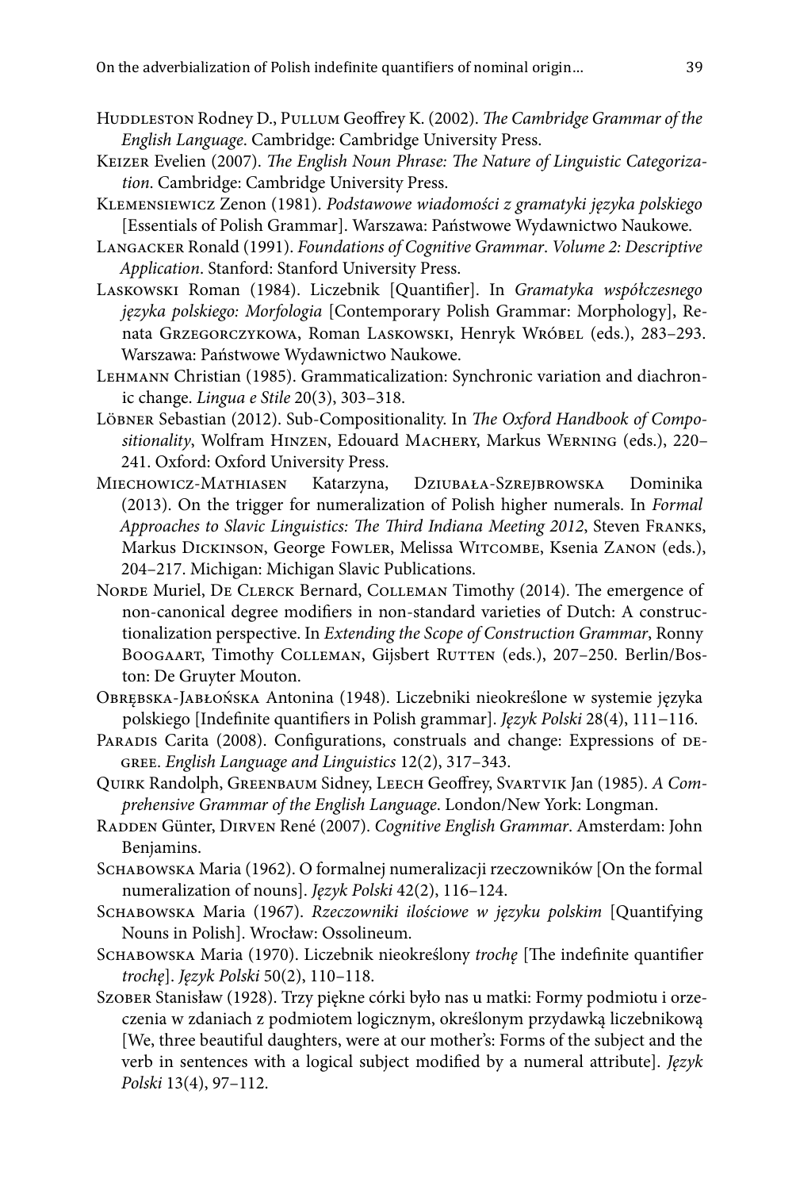Huddleston Rodney D., Pullum Geoffrey K. (2002). *The Cambridge Grammar of the English Language*. Cambridge: Cambridge University Press.

Keizer Evelien (2007). *The English Noun Phrase: The Nature of Linguistic Categorization*. Cambridge: Cambridge University Press.

Klemensiewicz Zenon (1981). *Podstawowe wiadomości z gramatyki języka polskiego* [Essentials of Polish Grammar]. Warszawa: Państwowe Wydawnictwo Naukowe.

Langacker Ronald (1991). *Foundations of Cognitive Grammar. Volume 2: Descriptive Application*. Stanford: Stanford University Press.

Laskowski Roman (1984). Liczebnik [Quantifier]. In *Gramatyka współczesnego języka polskiego: Morfologia* [Contemporary Polish Grammar: Morphology], Renata Grzegorczykowa, Roman Laskowski, Henryk Wróbel (eds.), 283–293. Warszawa: Państwowe Wydawnictwo Naukowe.

Lehmann Christian (1985). Grammaticalization: Synchronic variation and diachronic change. *Lingua e Stile* 20(3), 303–318.

Löbner Sebastian (2012). Sub-Compositionality. In *The Oxford Handbook of Compositionality*, Wolfram Hinzen, Edouard Machery, Markus Werning (eds.), 220–241. Oxford: Oxford University Press.

Miechowicz-Mathiasen Katarzyna, Dziubała-Szrejbrowska Dominika (2013). On the trigger for numeralization of Polish higher numerals. In *Formal Approaches to Slavic Linguistics: The Third Indiana Meeting 2012*, Steven Franks, Markus Dickinson, George Fowler, Melissa Witcombe, Ksenia Zanon (eds.), 204–217. Michigan: Michigan Slavic Publications.

Norde Muriel, De Clerck Bernard, Colleman Timothy (2014). The emergence of non-canonical degree modifiers in non-standard varieties of Dutch: A constructionalization perspective. In *Extending the Scope of Construction Grammar*, Ronny Boogaart, Timothy Colleman, Gijsbert Rutten (eds.), 207–250. Berlin/Boston: De Gruyter Mouton.

Obrębska-Jabłońska Antonina (1948). Liczebniki nieokreślone w systemie języka polskiego [Indefinite quantifiers in Polish grammar]. *Język Polski* 28(4), 111–116.

Paradis Carita (2008). Configurations, construals and change: Expressions of degree. *English Language and Linguistics* 12(2), 317–343.

Quirk Randolph, Greenbaum Sidney, Leech Geoffrey, Svartvik Jan (1985). *A Comprehensive Grammar of the English Language*. London/New York: Longman.

Radden Günter, Dirven René (2007). *Cognitive English Grammar*. Amsterdam: John Benjamins.

Schabowska Maria (1962). O formalnej numeralizacji rzeczowników [On the formal numeralization of nouns]. *Język Polski* 42(2), 116–124.

Schabowska Maria (1967). *Rzeczowniki ilościowe w języku polskim* [Quantifying Nouns in Polish]. Wrocław: Ossolineum.

Schabowska Maria (1970). Liczebnik nieokreślony *trochę* [The indefinite quantifier *trochę*]. *Język Polski* 50(2), 110–118.

Szober Stanisław (1928). Trzy piękne córki było nas u matki: Formy podmiotu i orzeczenia w zdaniach z podmiotem logicznym, określonym przydawką liczebnikową [We, three beautiful daughters, were at our mother's: Forms of the subject and the verb in sentences with a logical subject modified by a numeral attribute]. *Język Polski* 13(4), 97–112.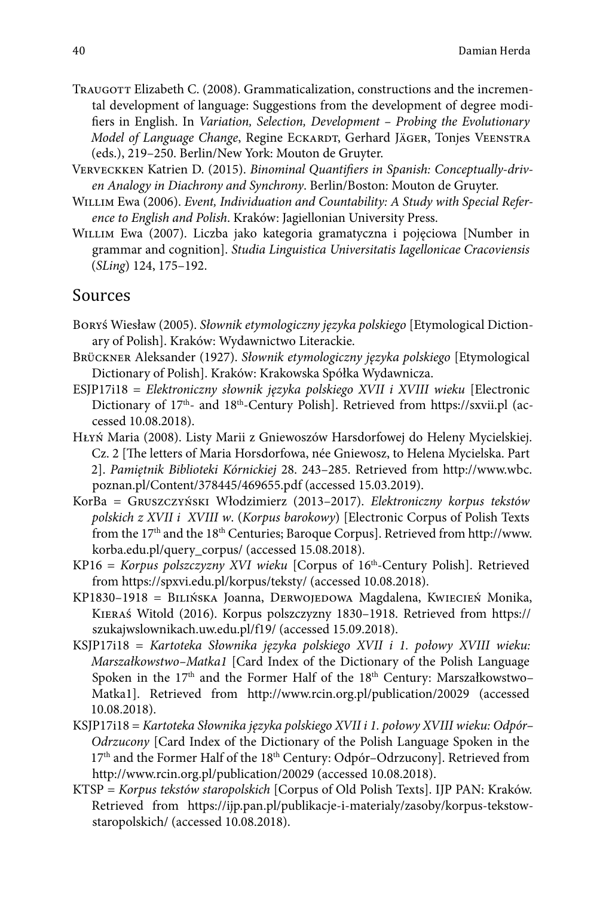Traugott Elizabeth C. (2008). Grammaticalization, constructions and the incremental development of language: Suggestions from the development of degree modifiers in English. In *Variation, Selection, Development – Probing the Evolutionary Model of Language Change*, Regine Eckardt, Gerhard Jäger, Tonjes Veenstra (eds.), 219–250. Berlin/New York: Mouton de Gruyter.

Verveckken Katrien D. (2015). *Binominal Quantifiers in Spanish: Conceptually-driven Analogy in Diachrony and Synchrony*. Berlin/Boston: Mouton de Gruyter.

Willim Ewa (2006). *Event, Individuation and Countability: A Study with Special Reference to English and Polish*. Kraków: Jagiellonian University Press.

Willim Ewa (2007). Liczba jako kategoria gramatyczna i pojęciowa [Number in grammar and cognition]. *Studia Linguistica Universitatis Iagellonicae Cracoviensis* (*SLing*) 124, 175–192.

## Sources

Boryś Wiesław (2005). *Słownik etymologiczny języka polskiego* [Etymological Dictionary of Polish]. Kraków: Wydawnictwo Literackie.

Brückner Aleksander (1927). *Słownik etymologiczny języka polskiego* [Etymological Dictionary of Polish]. Kraków: Krakowska Spółka Wydawnicza.

ESJP17i18 = *Elektroniczny słownik języka polskiego XVII i XVIII wieku* [Electronic Dictionary of 17th- and 18th-Century Polish]. Retrieved from https://sxvii.pl (accessed 10.08.2018).

Hłyń Maria (2008). Listy Marii z Gniewoszów Harsdorfowej do Heleny Mycielskiej. Cz. 2 [The letters of Maria Horsdorfowa, née Gniewosz, to Helena Mycielska. Part 2]. *Pamiętnik Biblioteki Kórnickiej* 28. 243–285. Retrieved from http://www.wbc.poznan.pl/Content/378445/469655.pdf (accessed 15.03.2019).

KorBa = Gruszczyński Włodzimierz (2013–2017). *Elektroniczny korpus tekstów polskich z XVII i XVIII w*. (*Korpus barokowy*) [Electronic Corpus of Polish Texts from the 17th and the 18th Centuries; Baroque Corpus]. Retrieved from http://www.korba.edu.pl/query_corpus/ (accessed 15.08.2018).

KP16 = *Korpus polszczyzny XVI wieku* [Corpus of 16th-Century Polish]. Retrieved from https://spxvi.edu.pl/korpus/teksty/ (accessed 10.08.2018).

KP1830–1918 = Bilińska Joanna, Derwojedowa Magdalena, Kwiecień Monika, Kieraś Witold (2016). Korpus polszczyzny 1830–1918. Retrieved from https://szukajwslownikach.uw.edu.pl/f19/ (accessed 15.09.2018).

KSJP17i18 = *Kartoteka Słownika języka polskiego XVII i 1. połowy XVIII wieku: Marszałkowstwo–Matka1* [Card Index of the Dictionary of the Polish Language Spoken in the 17th and the Former Half of the 18th Century: Marszałkowstwo–Matka1]. Retrieved from http://www.rcin.org.pl/publication/20029 (accessed 10.08.2018).

KSJP17i18 = *Kartoteka Słownika języka polskiego XVII i 1. połowy XVIII wieku: Odpór–Odrzucony* [Card Index of the Dictionary of the Polish Language Spoken in the 17th and the Former Half of the 18th Century: Odpór–Odrzucony]. Retrieved from http://www.rcin.org.pl/publication/20029 (accessed 10.08.2018).

KTSP = *Korpus tekstów staropolskich* [Corpus of Old Polish Texts]. IJP PAN: Kraków. Retrieved from https://ijp.pan.pl/publikacje-i-materialy/zasoby/korpus-tekstow-staropolskich/ (accessed 10.08.2018).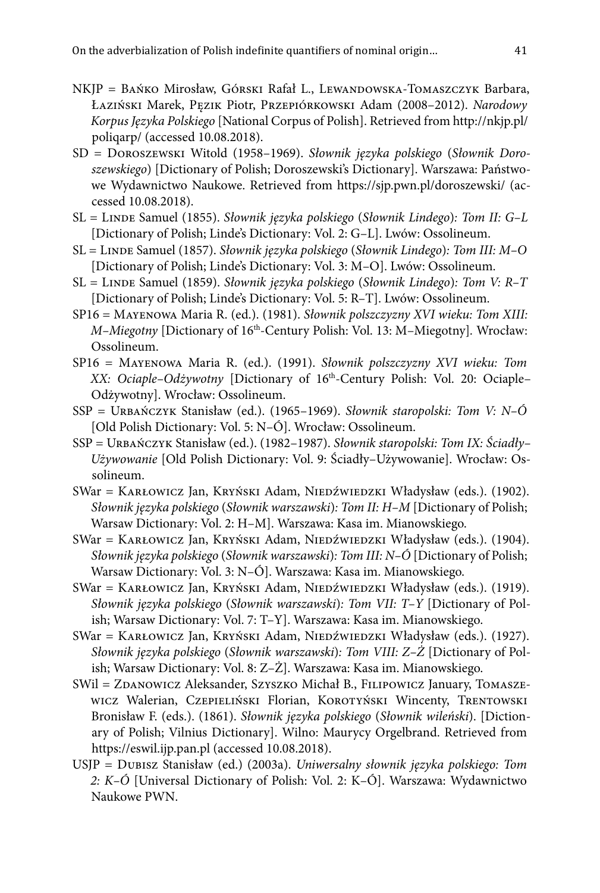NKJP = Bańko Mirosław, Górski Rafał L., Lewandowska-Tomaszczyk Barbara, Łaziński Marek, Pęzik Piotr, Przepiórkowski Adam (2008–2012). *Narodowy Korpus Języka Polskiego* [National Corpus of Polish]. Retrieved from http://nkjp.pl/poliqarp/ (accessed 10.08.2018).

SD = Doroszewski Witold (1958–1969). *Słownik języka polskiego* (*Słownik Doroszewskiego*) [Dictionary of Polish; Doroszewski's Dictionary]. Warszawa: Państwowe Wydawnictwo Naukowe. Retrieved from https://sjp.pwn.pl/doroszewski/ (accessed 10.08.2018).

SL = Linde Samuel (1855). *Słownik języka polskiego* (*Słownik Lindego*)*: Tom II: G–L* [Dictionary of Polish; Linde's Dictionary: Vol. 2: G–L]. Lwów: Ossolineum.

SL = Linde Samuel (1857). *Słownik języka polskiego* (*Słownik Lindego*)*: Tom III: M–O* [Dictionary of Polish; Linde's Dictionary: Vol. 3: M–O]. Lwów: Ossolineum.

SL = Linde Samuel (1859). *Słownik języka polskiego* (*Słownik Lindego*)*: Tom V: R–T* [Dictionary of Polish; Linde's Dictionary: Vol. 5: R–T]. Lwów: Ossolineum.

SP16 = Mayenowa Maria R. (ed.). (1981). *Słownik polszczyzny XVI wieku: Tom XIII: M–Miegotny* [Dictionary of 16th-Century Polish: Vol. 13: M–Miegotny]. Wrocław: Ossolineum.

SP16 = Mayenowa Maria R. (ed.). (1991). *Słownik polszczyzny XVI wieku: Tom XX: Ociaple–Odżywotny* [Dictionary of 16th-Century Polish: Vol. 20: Ociaple–Odżywotny]. Wrocław: Ossolineum.

SSP = Urbańczyk Stanisław (ed.). (1965–1969). *Słownik staropolski: Tom V: N–Ó* [Old Polish Dictionary: Vol. 5: N–Ó]. Wrocław: Ossolineum.

SSP = Urbańczyk Stanisław (ed.). (1982–1987). *Słownik staropolski: Tom IX: Ściadły–Używowanie* [Old Polish Dictionary: Vol. 9: Ściadły–Używowanie]. Wrocław: Ossolineum.

SWar = Karłowicz Jan, Kryński Adam, Niedźwiedzki Władysław (eds.). (1902). *Słownik języka polskiego* (*Słownik warszawski*)*: Tom II: H–M* [Dictionary of Polish; Warsaw Dictionary: Vol. 2: H–M]. Warszawa: Kasa im. Mianowskiego.

SWar = Karłowicz Jan, Kryński Adam, Niedźwiedzki Władysław (eds.). (1904). *Słownik języka polskiego* (*Słownik warszawski*)*: Tom III: N–Ó* [Dictionary of Polish; Warsaw Dictionary: Vol. 3: N–Ó]. Warszawa: Kasa im. Mianowskiego.

SWar = Karłowicz Jan, Kryński Adam, Niedźwiedzki Władysław (eds.). (1919). *Słownik języka polskiego* (*Słownik warszawski*)*: Tom VII: T–Y* [Dictionary of Polish; Warsaw Dictionary: Vol. 7: T–Y]. Warszawa: Kasa im. Mianowskiego.

SWar = Karłowicz Jan, Kryński Adam, Niedźwiedzki Władysław (eds.). (1927). *Słownik języka polskiego* (*Słownik warszawski*)*: Tom VIII: Z–Ż* [Dictionary of Polish; Warsaw Dictionary: Vol. 8: Z–Ż]. Warszawa: Kasa im. Mianowskiego.

SWil = Zdanowicz Aleksander, Szyszko Michał B., Filipowicz January, Tomaszewicz Walerian, Czepieliński Florian, Korotyński Wincenty, Trentowski Bronisław F. (eds.). (1861). *Słownik języka polskiego* (*Słownik wileński*). [Dictionary of Polish; Vilnius Dictionary]. Wilno: Maurycy Orgelbrand. Retrieved from https://eswil.ijp.pan.pl (accessed 10.08.2018).

USJP = Dubisz Stanisław (ed.) (2003a). *Uniwersalny słownik języka polskiego: Tom 2: K–Ó* [Universal Dictionary of Polish: Vol. 2: K–Ó]. Warszawa: Wydawnictwo Naukowe PWN.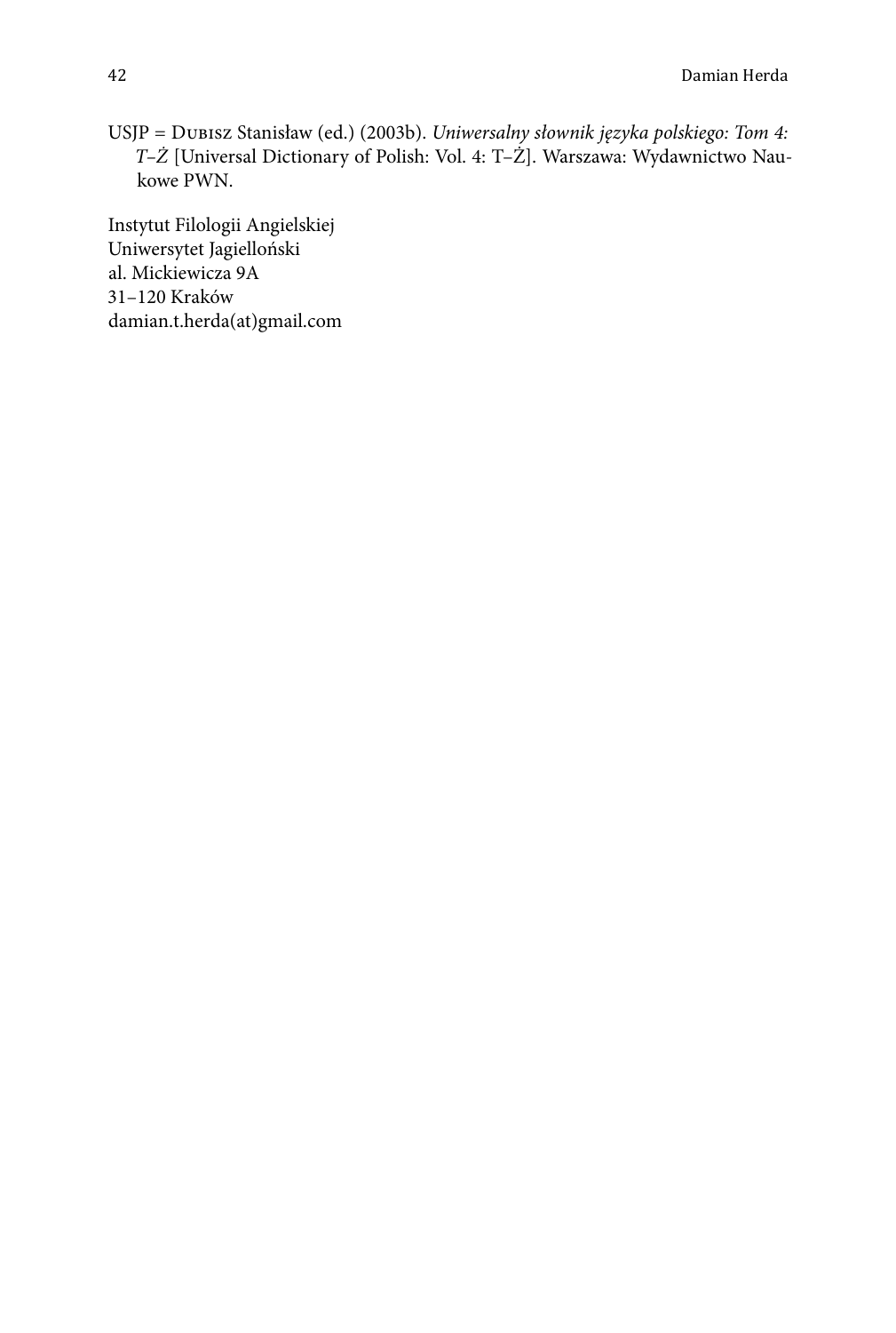USJP = Dubisz Stanisław (ed.) (2003b). *Uniwersalny słownik języka polskiego: Tom 4: T–Ż* [Universal Dictionary of Polish: Vol. 4: T–Ż]. Warszawa: Wydawnictwo Naukowe PWN.

Instytut Filologii Angielskiej
Uniwersytet Jagielloński
al. Mickiewicza 9A
31–120 Kraków
damian.t.herda(at)gmail.com